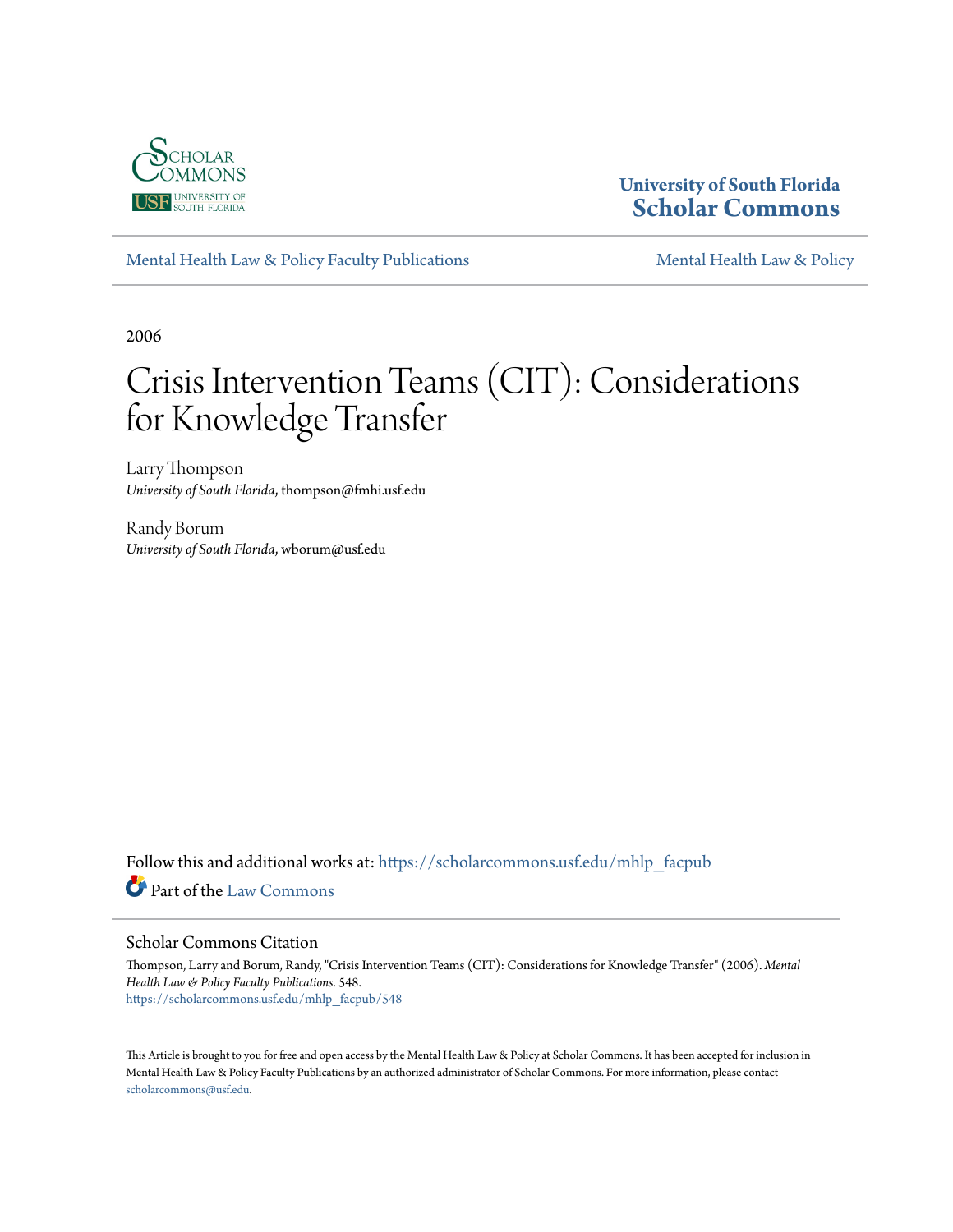University of South Florida
Scholar Commons

Mental Health Law & Policy Faculty Publications | Mental Health Law & Policy

2006

# Crisis Intervention Teams (CIT): Considerations for Knowledge Transfer

Larry Thompson
*University of South Florida*, thompson@fmhi.usf.edu

Randy Borum
*University of South Florida*, wborum@usf.edu

Follow this and additional works at: https://scholarcommons.usf.edu/mhlp_facpub

Part of the Law Commons

## Scholar Commons Citation

Thompson, Larry and Borum, Randy, "Crisis Intervention Teams (CIT): Considerations for Knowledge Transfer" (2006). *Mental Health Law & Policy Faculty Publications*. 548.
https://scholarcommons.usf.edu/mhlp_facpub/548

This Article is brought to you for free and open access by the Mental Health Law & Policy at Scholar Commons. It has been accepted for inclusion in Mental Health Law & Policy Faculty Publications by an authorized administrator of Scholar Commons. For more information, please contact scholarcommons@usf.edu.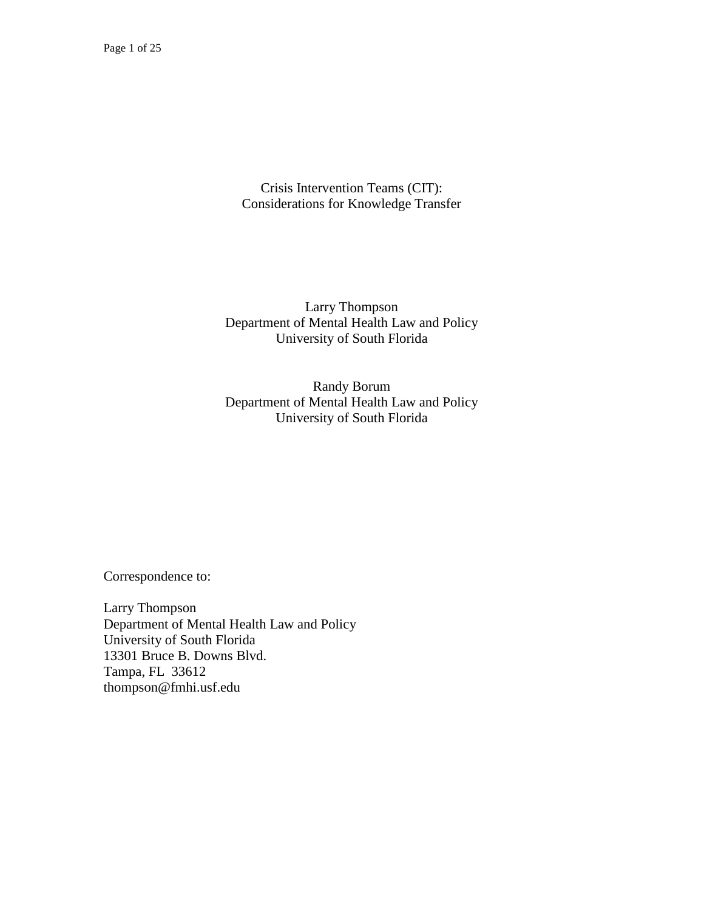# Crisis Intervention Teams (CIT):
# Considerations for Knowledge Transfer

Larry Thompson
Department of Mental Health Law and Policy
University of South Florida

Randy Borum
Department of Mental Health Law and Policy
University of South Florida

Correspondence to:

Larry Thompson
Department of Mental Health Law and Policy
University of South Florida
13301 Bruce B. Downs Blvd.
Tampa, FL 33612
thompson@fmhi.usf.edu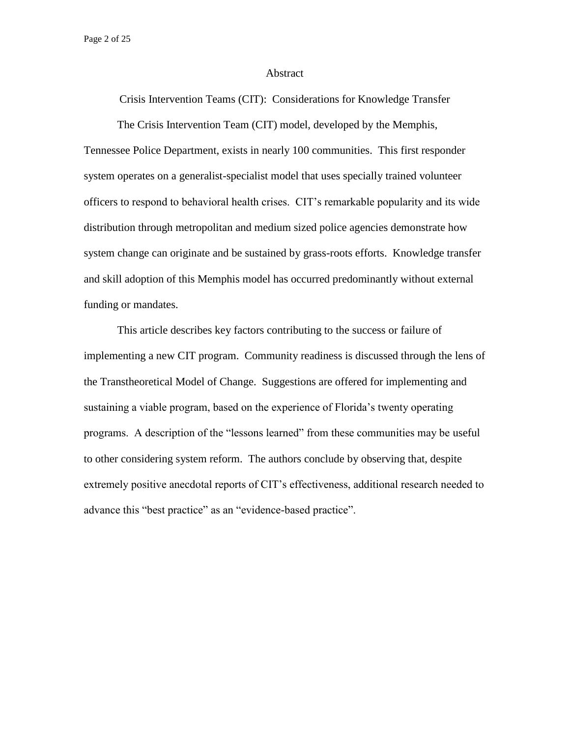## Abstract

### Crisis Intervention Teams (CIT): Considerations for Knowledge Transfer

The Crisis Intervention Team (CIT) model, developed by the Memphis, Tennessee Police Department, exists in nearly 100 communities. This first responder system operates on a generalist-specialist model that uses specially trained volunteer officers to respond to behavioral health crises. CIT's remarkable popularity and its wide distribution through metropolitan and medium sized police agencies demonstrate how system change can originate and be sustained by grass-roots efforts. Knowledge transfer and skill adoption of this Memphis model has occurred predominantly without external funding or mandates.

This article describes key factors contributing to the success or failure of implementing a new CIT program. Community readiness is discussed through the lens of the Transtheoretical Model of Change. Suggestions are offered for implementing and sustaining a viable program, based on the experience of Florida's twenty operating programs. A description of the "lessons learned" from these communities may be useful to other considering system reform. The authors conclude by observing that, despite extremely positive anecdotal reports of CIT's effectiveness, additional research needed to advance this "best practice" as an "evidence-based practice".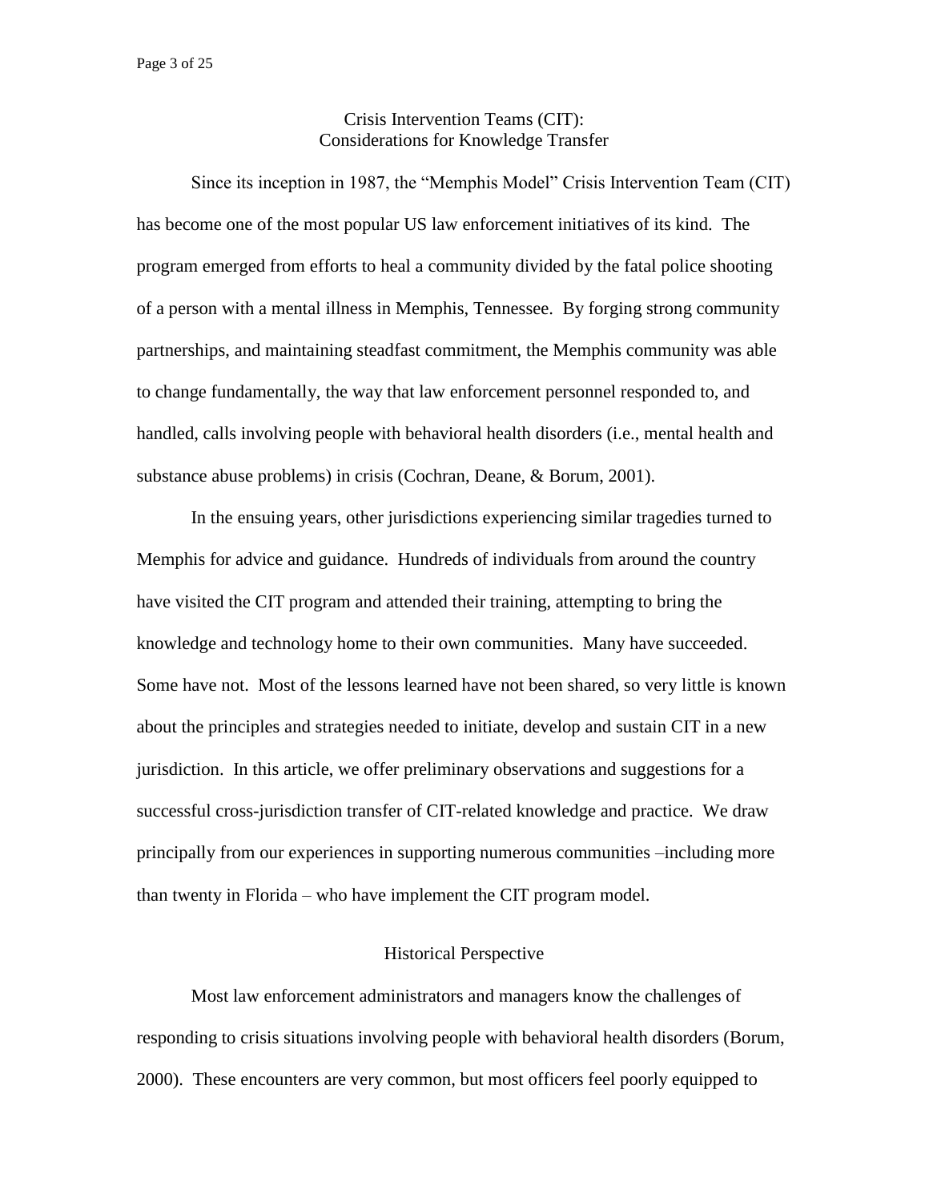# Crisis Intervention Teams (CIT): Considerations for Knowledge Transfer

Since its inception in 1987, the "Memphis Model" Crisis Intervention Team (CIT) has become one of the most popular US law enforcement initiatives of its kind. The program emerged from efforts to heal a community divided by the fatal police shooting of a person with a mental illness in Memphis, Tennessee. By forging strong community partnerships, and maintaining steadfast commitment, the Memphis community was able to change fundamentally, the way that law enforcement personnel responded to, and handled, calls involving people with behavioral health disorders (i.e., mental health and substance abuse problems) in crisis (Cochran, Deane, & Borum, 2001).

In the ensuing years, other jurisdictions experiencing similar tragedies turned to Memphis for advice and guidance. Hundreds of individuals from around the country have visited the CIT program and attended their training, attempting to bring the knowledge and technology home to their own communities. Many have succeeded. Some have not. Most of the lessons learned have not been shared, so very little is known about the principles and strategies needed to initiate, develop and sustain CIT in a new jurisdiction. In this article, we offer preliminary observations and suggestions for a successful cross-jurisdiction transfer of CIT-related knowledge and practice. We draw principally from our experiences in supporting numerous communities –including more than twenty in Florida – who have implement the CIT program model.

## Historical Perspective

Most law enforcement administrators and managers know the challenges of responding to crisis situations involving people with behavioral health disorders (Borum, 2000). These encounters are very common, but most officers feel poorly equipped to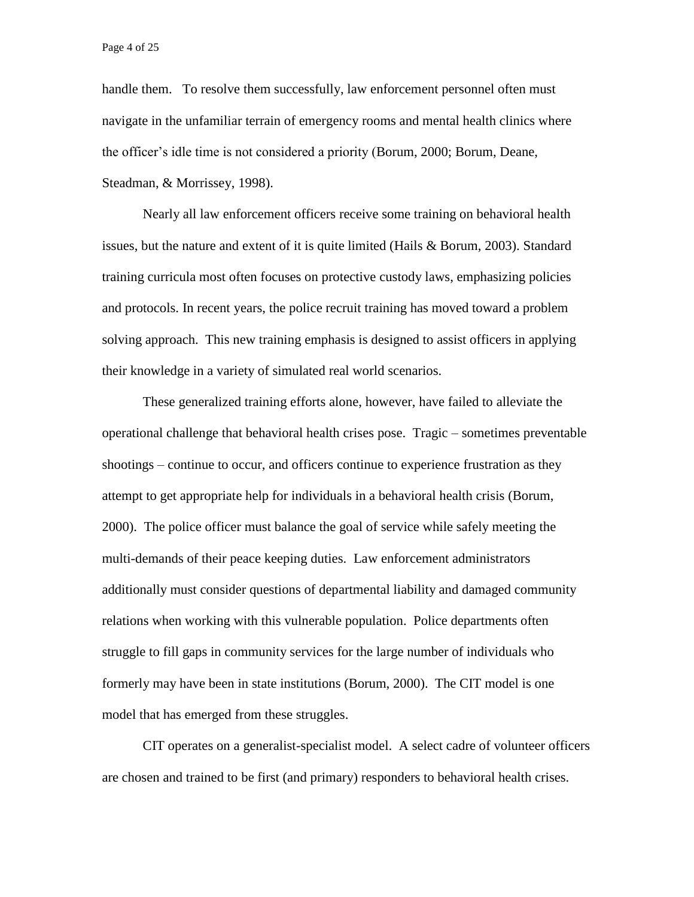handle them. To resolve them successfully, law enforcement personnel often must navigate in the unfamiliar terrain of emergency rooms and mental health clinics where the officer's idle time is not considered a priority (Borum, 2000; Borum, Deane, Steadman, & Morrissey, 1998).

Nearly all law enforcement officers receive some training on behavioral health issues, but the nature and extent of it is quite limited (Hails & Borum, 2003). Standard training curricula most often focuses on protective custody laws, emphasizing policies and protocols. In recent years, the police recruit training has moved toward a problem solving approach. This new training emphasis is designed to assist officers in applying their knowledge in a variety of simulated real world scenarios.

These generalized training efforts alone, however, have failed to alleviate the operational challenge that behavioral health crises pose. Tragic – sometimes preventable shootings – continue to occur, and officers continue to experience frustration as they attempt to get appropriate help for individuals in a behavioral health crisis (Borum, 2000). The police officer must balance the goal of service while safely meeting the multi-demands of their peace keeping duties. Law enforcement administrators additionally must consider questions of departmental liability and damaged community relations when working with this vulnerable population. Police departments often struggle to fill gaps in community services for the large number of individuals who formerly may have been in state institutions (Borum, 2000). The CIT model is one model that has emerged from these struggles.

CIT operates on a generalist-specialist model. A select cadre of volunteer officers are chosen and trained to be first (and primary) responders to behavioral health crises.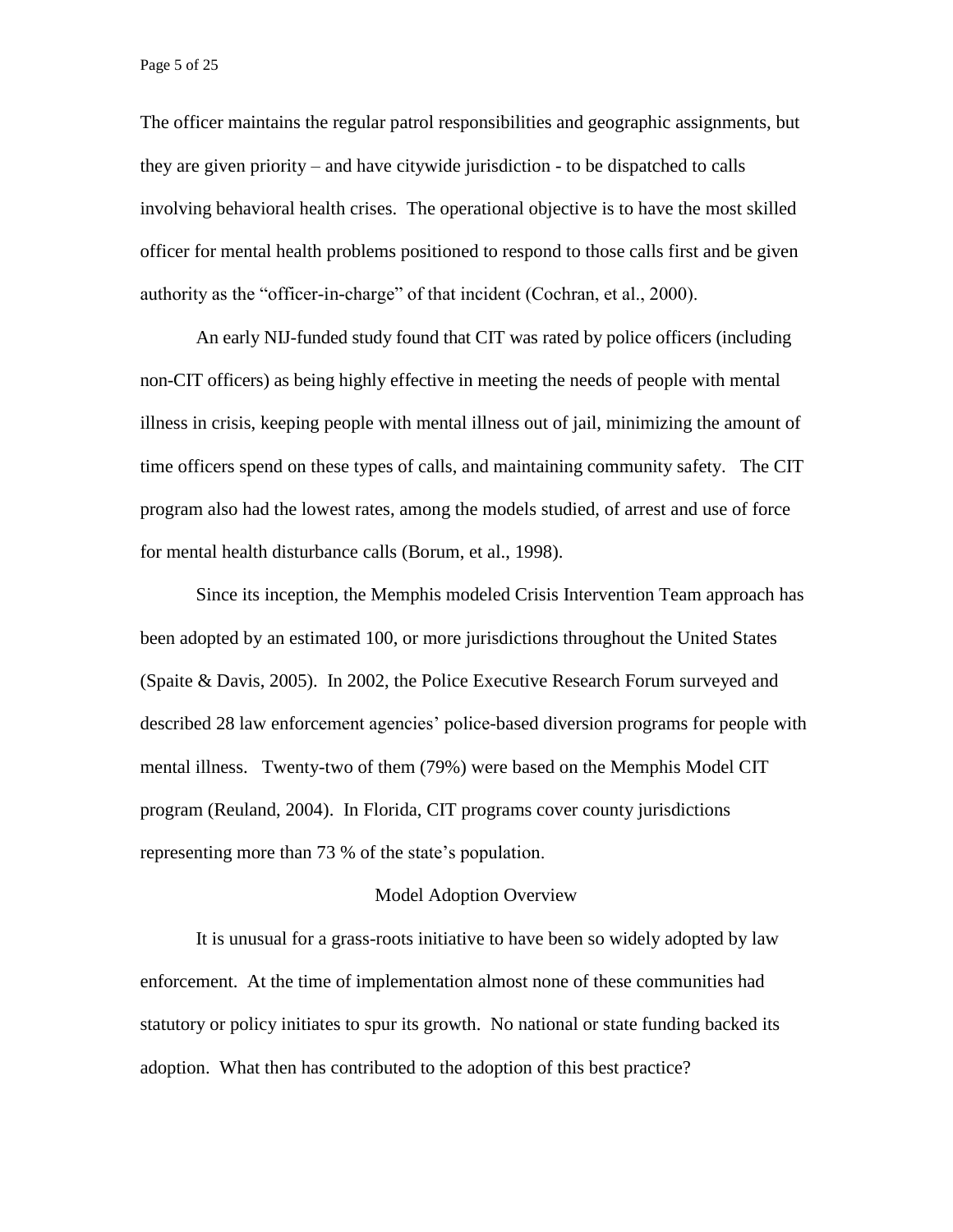The officer maintains the regular patrol responsibilities and geographic assignments, but they are given priority – and have citywide jurisdiction - to be dispatched to calls involving behavioral health crises. The operational objective is to have the most skilled officer for mental health problems positioned to respond to those calls first and be given authority as the "officer-in-charge" of that incident (Cochran, et al., 2000).

An early NIJ-funded study found that CIT was rated by police officers (including non-CIT officers) as being highly effective in meeting the needs of people with mental illness in crisis, keeping people with mental illness out of jail, minimizing the amount of time officers spend on these types of calls, and maintaining community safety. The CIT program also had the lowest rates, among the models studied, of arrest and use of force for mental health disturbance calls (Borum, et al., 1998).

Since its inception, the Memphis modeled Crisis Intervention Team approach has been adopted by an estimated 100, or more jurisdictions throughout the United States (Spaite & Davis, 2005). In 2002, the Police Executive Research Forum surveyed and described 28 law enforcement agencies' police-based diversion programs for people with mental illness. Twenty-two of them (79%) were based on the Memphis Model CIT program (Reuland, 2004). In Florida, CIT programs cover county jurisdictions representing more than 73 % of the state's population.

## Model Adoption Overview

It is unusual for a grass-roots initiative to have been so widely adopted by law enforcement. At the time of implementation almost none of these communities had statutory or policy initiates to spur its growth. No national or state funding backed its adoption. What then has contributed to the adoption of this best practice?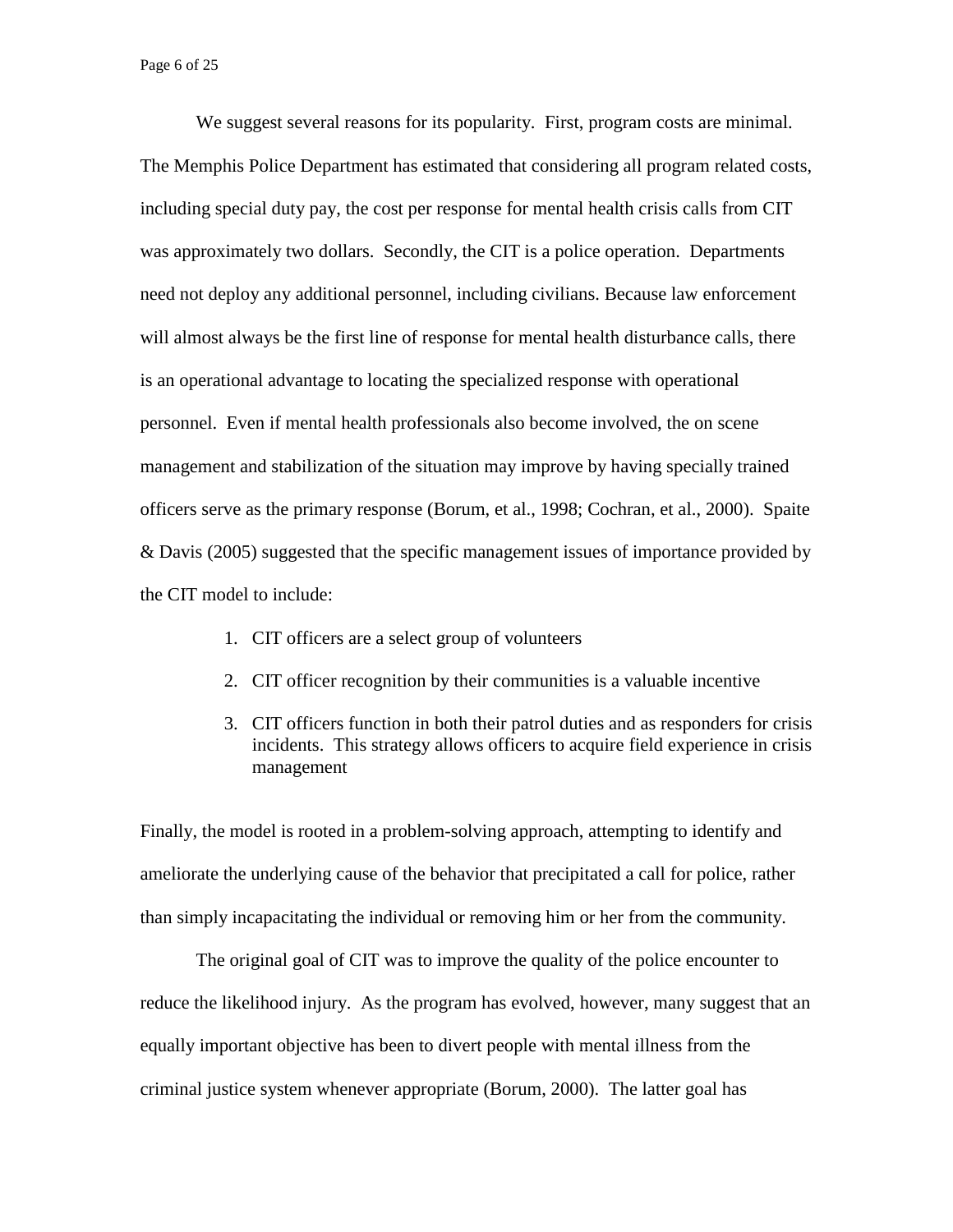We suggest several reasons for its popularity. First, program costs are minimal. The Memphis Police Department has estimated that considering all program related costs, including special duty pay, the cost per response for mental health crisis calls from CIT was approximately two dollars. Secondly, the CIT is a police operation. Departments need not deploy any additional personnel, including civilians. Because law enforcement will almost always be the first line of response for mental health disturbance calls, there is an operational advantage to locating the specialized response with operational personnel. Even if mental health professionals also become involved, the on scene management and stabilization of the situation may improve by having specially trained officers serve as the primary response (Borum, et al., 1998; Cochran, et al., 2000). Spaite & Davis (2005) suggested that the specific management issues of importance provided by the CIT model to include:

1. CIT officers are a select group of volunteers
2. CIT officer recognition by their communities is a valuable incentive
3. CIT officers function in both their patrol duties and as responders for crisis incidents. This strategy allows officers to acquire field experience in crisis management

Finally, the model is rooted in a problem-solving approach, attempting to identify and ameliorate the underlying cause of the behavior that precipitated a call for police, rather than simply incapacitating the individual or removing him or her from the community.

The original goal of CIT was to improve the quality of the police encounter to reduce the likelihood injury. As the program has evolved, however, many suggest that an equally important objective has been to divert people with mental illness from the criminal justice system whenever appropriate (Borum, 2000). The latter goal has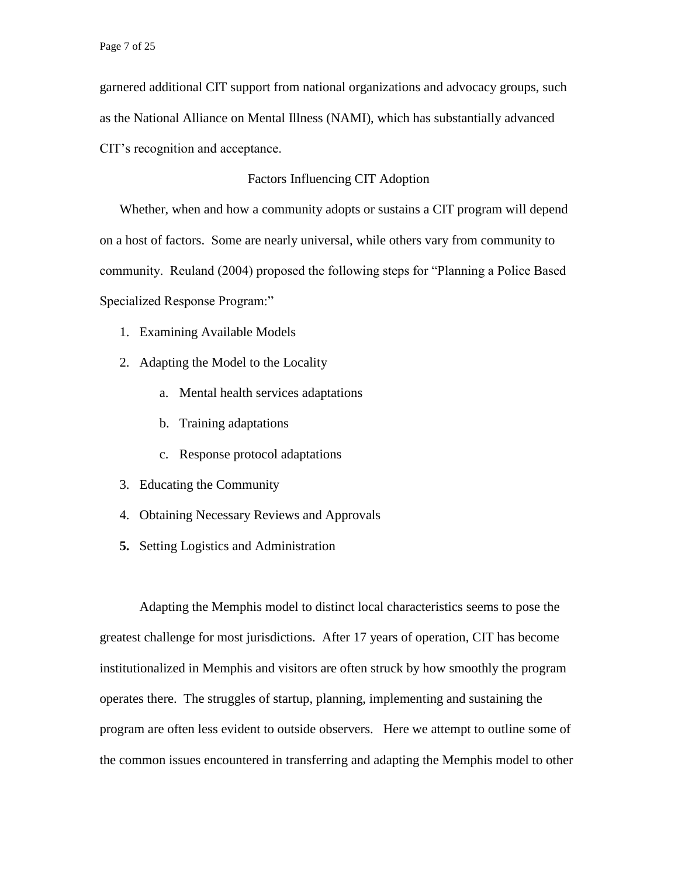garnered additional CIT support from national organizations and advocacy groups, such as the National Alliance on Mental Illness (NAMI), which has substantially advanced CIT's recognition and acceptance.

## Factors Influencing CIT Adoption

Whether, when and how a community adopts or sustains a CIT program will depend on a host of factors. Some are nearly universal, while others vary from community to community. Reuland (2004) proposed the following steps for "Planning a Police Based Specialized Response Program:"

1. Examining Available Models
2. Adapting the Model to the Locality
    a. Mental health services adaptations
    b. Training adaptations
    c. Response protocol adaptations
3. Educating the Community
4. Obtaining Necessary Reviews and Approvals
5. Setting Logistics and Administration

Adapting the Memphis model to distinct local characteristics seems to pose the greatest challenge for most jurisdictions. After 17 years of operation, CIT has become institutionalized in Memphis and visitors are often struck by how smoothly the program operates there. The struggles of startup, planning, implementing and sustaining the program are often less evident to outside observers. Here we attempt to outline some of the common issues encountered in transferring and adapting the Memphis model to other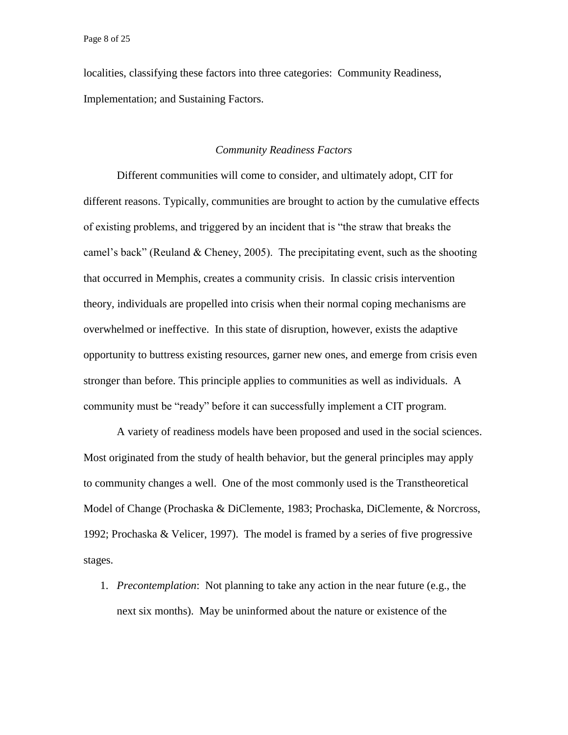localities, classifying these factors into three categories: Community Readiness, Implementation; and Sustaining Factors.

### *Community Readiness Factors*

Different communities will come to consider, and ultimately adopt, CIT for different reasons. Typically, communities are brought to action by the cumulative effects of existing problems, and triggered by an incident that is "the straw that breaks the camel's back" (Reuland & Cheney, 2005). The precipitating event, such as the shooting that occurred in Memphis, creates a community crisis. In classic crisis intervention theory, individuals are propelled into crisis when their normal coping mechanisms are overwhelmed or ineffective. In this state of disruption, however, exists the adaptive opportunity to buttress existing resources, garner new ones, and emerge from crisis even stronger than before. This principle applies to communities as well as individuals. A community must be "ready" before it can successfully implement a CIT program.

A variety of readiness models have been proposed and used in the social sciences. Most originated from the study of health behavior, but the general principles may apply to community changes a well. One of the most commonly used is the Transtheoretical Model of Change (Prochaska & DiClemente, 1983; Prochaska, DiClemente, & Norcross, 1992; Prochaska & Velicer, 1997). The model is framed by a series of five progressive stages.

1. *Precontemplation*: Not planning to take any action in the near future (e.g., the next six months). May be uninformed about the nature or existence of the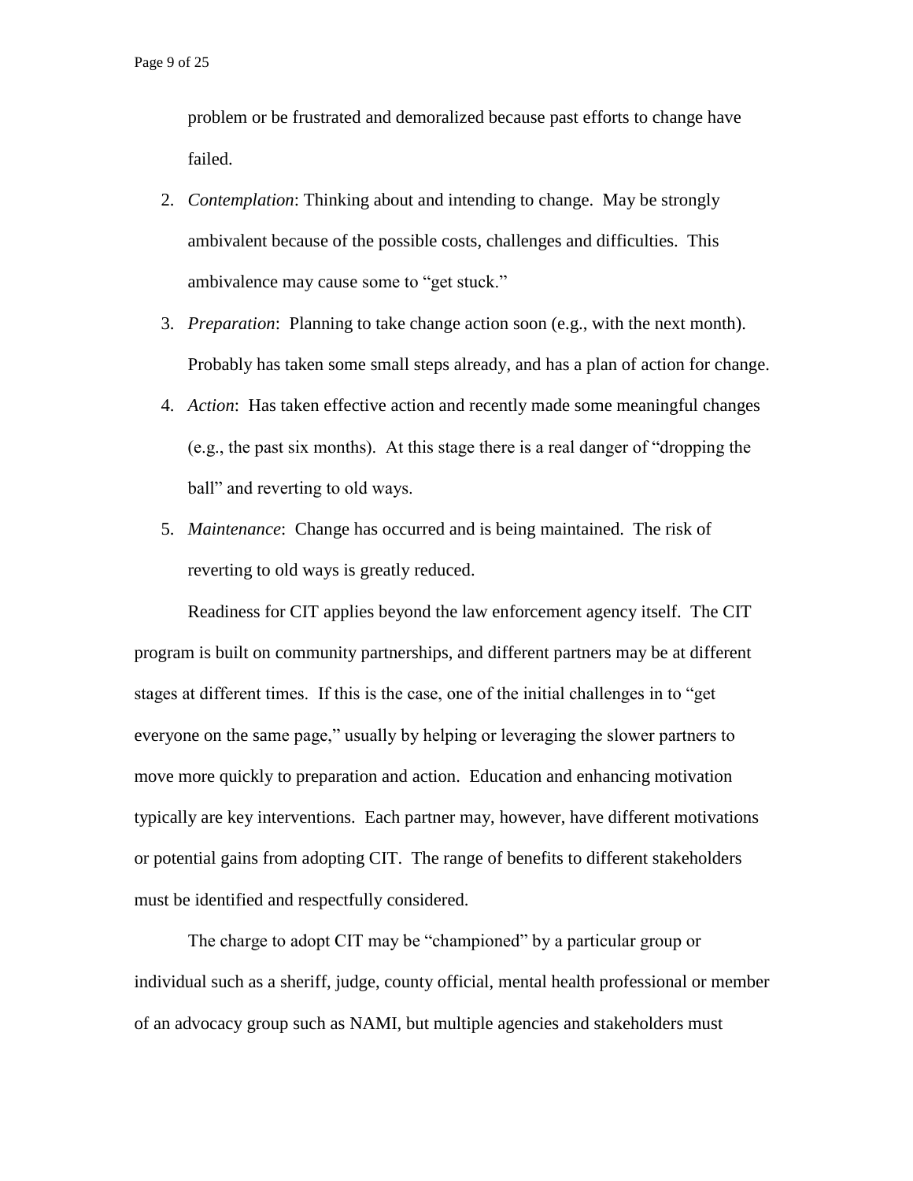problem or be frustrated and demoralized because past efforts to change have failed.

2. *Contemplation*: Thinking about and intending to change. May be strongly ambivalent because of the possible costs, challenges and difficulties. This ambivalence may cause some to "get stuck."
3. *Preparation*: Planning to take change action soon (e.g., with the next month). Probably has taken some small steps already, and has a plan of action for change.
4. *Action*: Has taken effective action and recently made some meaningful changes (e.g., the past six months). At this stage there is a real danger of "dropping the ball" and reverting to old ways.
5. *Maintenance*: Change has occurred and is being maintained. The risk of reverting to old ways is greatly reduced.

Readiness for CIT applies beyond the law enforcement agency itself. The CIT program is built on community partnerships, and different partners may be at different stages at different times. If this is the case, one of the initial challenges in to "get everyone on the same page," usually by helping or leveraging the slower partners to move more quickly to preparation and action. Education and enhancing motivation typically are key interventions. Each partner may, however, have different motivations or potential gains from adopting CIT. The range of benefits to different stakeholders must be identified and respectfully considered.

The charge to adopt CIT may be "championed" by a particular group or individual such as a sheriff, judge, county official, mental health professional or member of an advocacy group such as NAMI, but multiple agencies and stakeholders must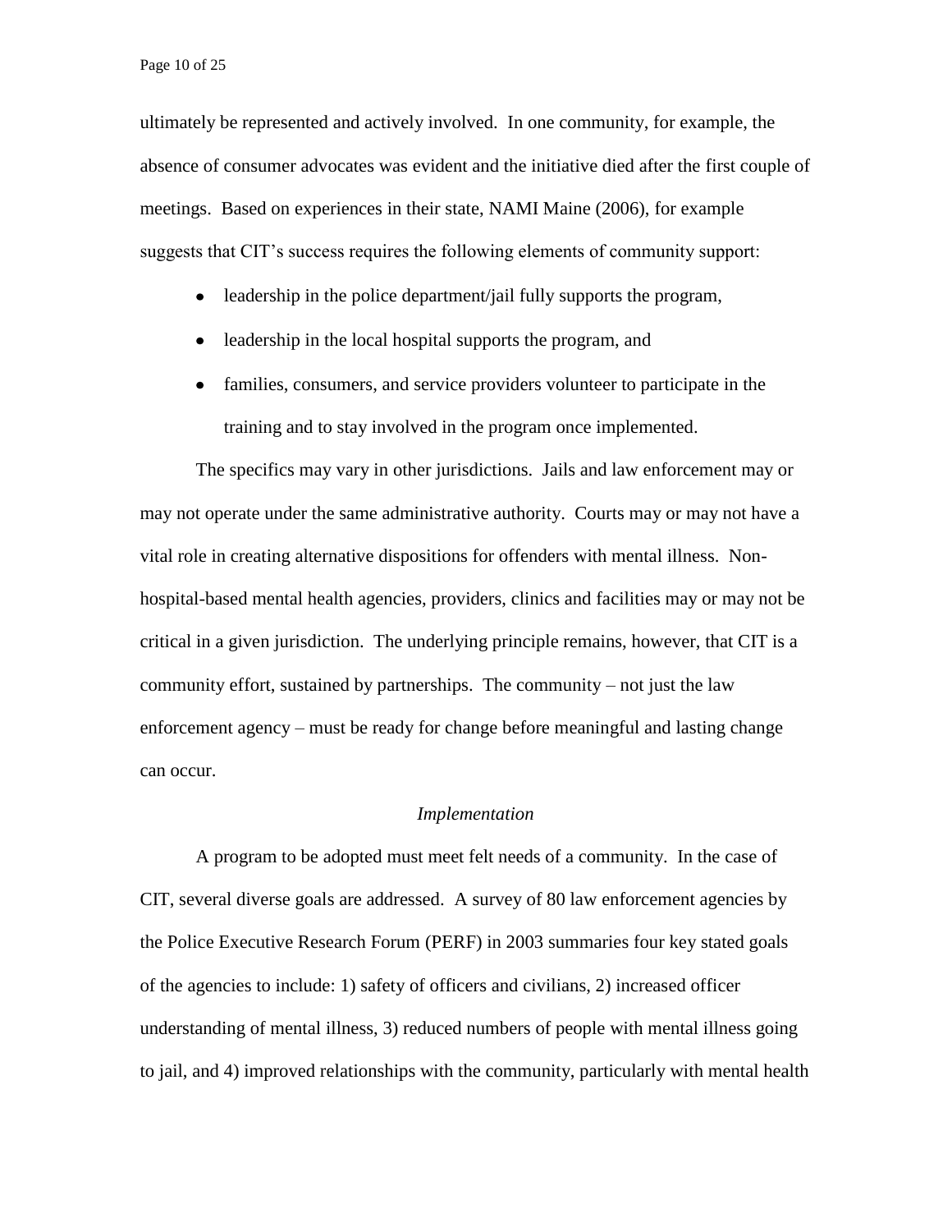ultimately be represented and actively involved. In one community, for example, the absence of consumer advocates was evident and the initiative died after the first couple of meetings. Based on experiences in their state, NAMI Maine (2006), for example suggests that CIT's success requires the following elements of community support:

- leadership in the police department/jail fully supports the program,
- leadership in the local hospital supports the program, and
- families, consumers, and service providers volunteer to participate in the training and to stay involved in the program once implemented.

The specifics may vary in other jurisdictions. Jails and law enforcement may or may not operate under the same administrative authority. Courts may or may not have a vital role in creating alternative dispositions for offenders with mental illness. Non-hospital-based mental health agencies, providers, clinics and facilities may or may not be critical in a given jurisdiction. The underlying principle remains, however, that CIT is a community effort, sustained by partnerships. The community – not just the law enforcement agency – must be ready for change before meaningful and lasting change can occur.

### *Implementation*

A program to be adopted must meet felt needs of a community. In the case of CIT, several diverse goals are addressed. A survey of 80 law enforcement agencies by the Police Executive Research Forum (PERF) in 2003 summaries four key stated goals of the agencies to include: 1) safety of officers and civilians, 2) increased officer understanding of mental illness, 3) reduced numbers of people with mental illness going to jail, and 4) improved relationships with the community, particularly with mental health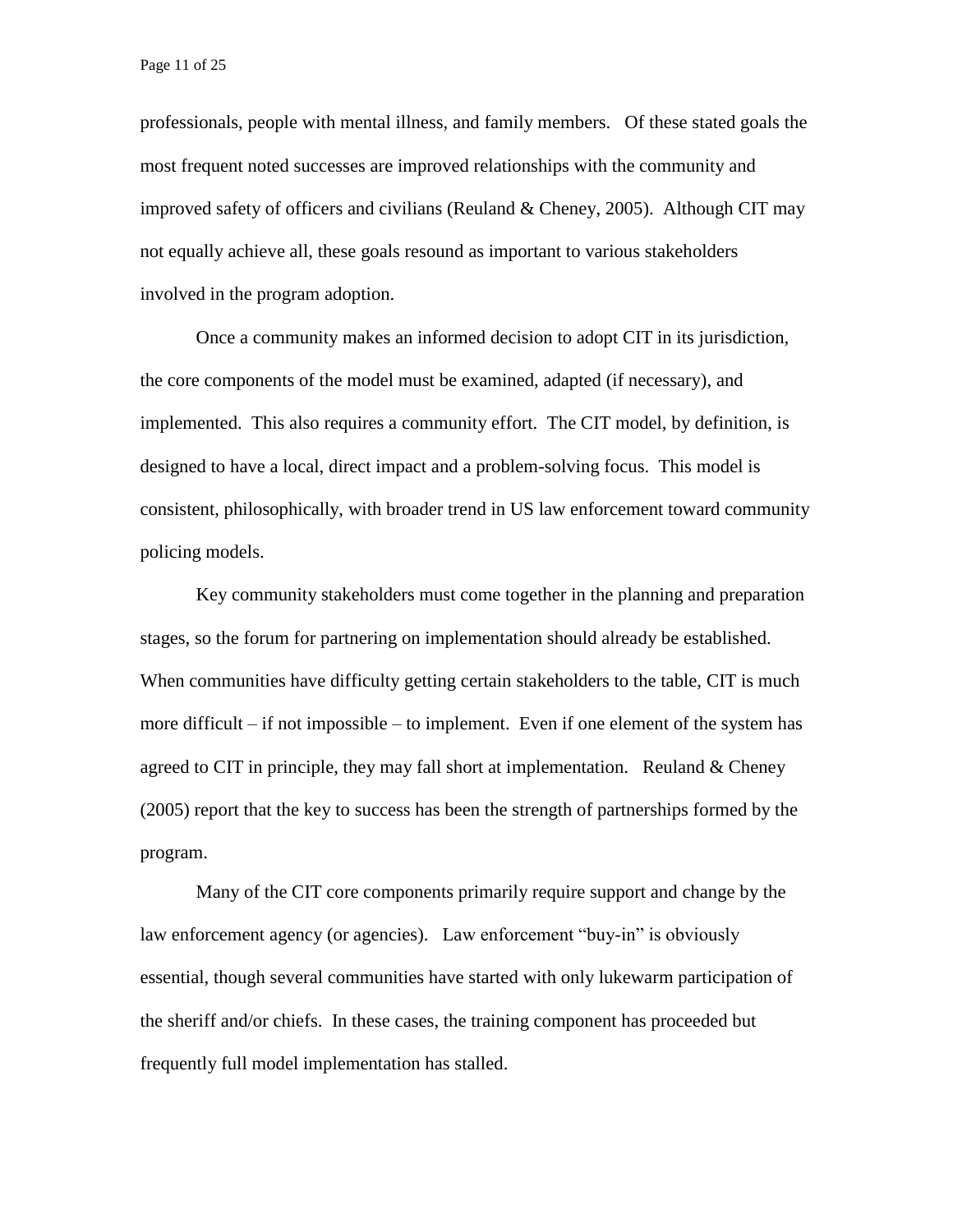professionals, people with mental illness, and family members. Of these stated goals the most frequent noted successes are improved relationships with the community and improved safety of officers and civilians (Reuland & Cheney, 2005). Although CIT may not equally achieve all, these goals resound as important to various stakeholders involved in the program adoption.

Once a community makes an informed decision to adopt CIT in its jurisdiction, the core components of the model must be examined, adapted (if necessary), and implemented. This also requires a community effort. The CIT model, by definition, is designed to have a local, direct impact and a problem-solving focus. This model is consistent, philosophically, with broader trend in US law enforcement toward community policing models.

Key community stakeholders must come together in the planning and preparation stages, so the forum for partnering on implementation should already be established. When communities have difficulty getting certain stakeholders to the table, CIT is much more difficult – if not impossible – to implement. Even if one element of the system has agreed to CIT in principle, they may fall short at implementation. Reuland & Cheney (2005) report that the key to success has been the strength of partnerships formed by the program.

Many of the CIT core components primarily require support and change by the law enforcement agency (or agencies). Law enforcement "buy-in" is obviously essential, though several communities have started with only lukewarm participation of the sheriff and/or chiefs. In these cases, the training component has proceeded but frequently full model implementation has stalled.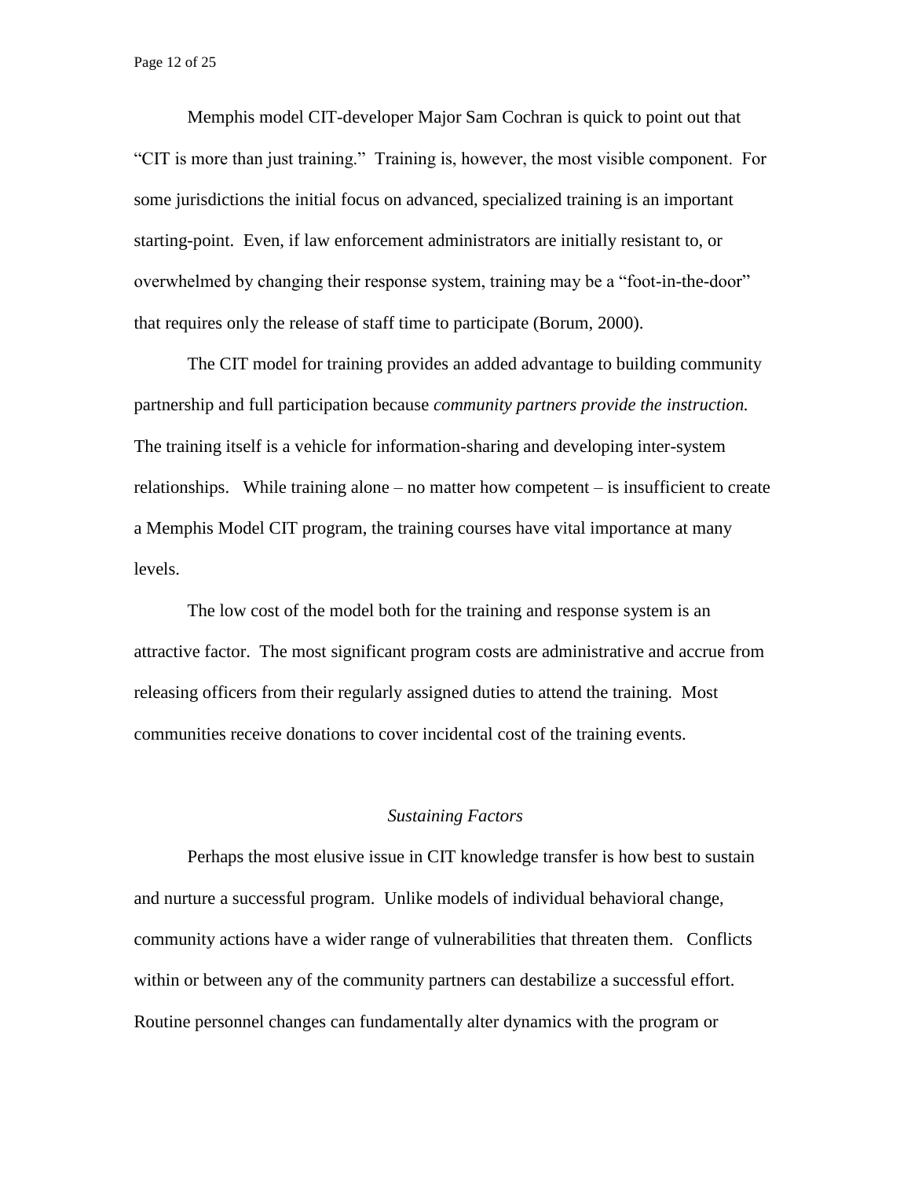Memphis model CIT-developer Major Sam Cochran is quick to point out that "CIT is more than just training." Training is, however, the most visible component. For some jurisdictions the initial focus on advanced, specialized training is an important starting-point. Even, if law enforcement administrators are initially resistant to, or overwhelmed by changing their response system, training may be a "foot-in-the-door" that requires only the release of staff time to participate (Borum, 2000).

The CIT model for training provides an added advantage to building community partnership and full participation because *community partners provide the instruction.* The training itself is a vehicle for information-sharing and developing inter-system relationships. While training alone – no matter how competent – is insufficient to create a Memphis Model CIT program, the training courses have vital importance at many levels.

The low cost of the model both for the training and response system is an attractive factor. The most significant program costs are administrative and accrue from releasing officers from their regularly assigned duties to attend the training. Most communities receive donations to cover incidental cost of the training events.

*Sustaining Factors*

Perhaps the most elusive issue in CIT knowledge transfer is how best to sustain and nurture a successful program. Unlike models of individual behavioral change, community actions have a wider range of vulnerabilities that threaten them. Conflicts within or between any of the community partners can destabilize a successful effort. Routine personnel changes can fundamentally alter dynamics with the program or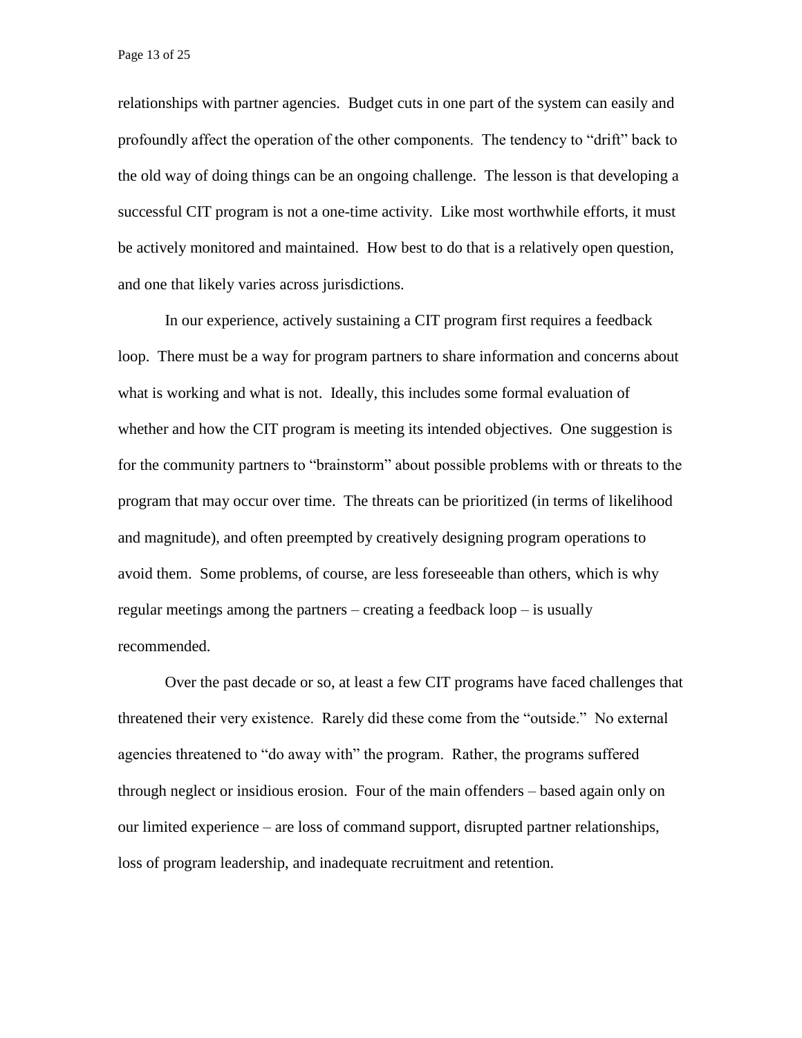relationships with partner agencies. Budget cuts in one part of the system can easily and profoundly affect the operation of the other components. The tendency to "drift" back to the old way of doing things can be an ongoing challenge. The lesson is that developing a successful CIT program is not a one-time activity. Like most worthwhile efforts, it must be actively monitored and maintained. How best to do that is a relatively open question, and one that likely varies across jurisdictions.

In our experience, actively sustaining a CIT program first requires a feedback loop. There must be a way for program partners to share information and concerns about what is working and what is not. Ideally, this includes some formal evaluation of whether and how the CIT program is meeting its intended objectives. One suggestion is for the community partners to "brainstorm" about possible problems with or threats to the program that may occur over time. The threats can be prioritized (in terms of likelihood and magnitude), and often preempted by creatively designing program operations to avoid them. Some problems, of course, are less foreseeable than others, which is why regular meetings among the partners – creating a feedback loop – is usually recommended.

Over the past decade or so, at least a few CIT programs have faced challenges that threatened their very existence. Rarely did these come from the "outside." No external agencies threatened to "do away with" the program. Rather, the programs suffered through neglect or insidious erosion. Four of the main offenders – based again only on our limited experience – are loss of command support, disrupted partner relationships, loss of program leadership, and inadequate recruitment and retention.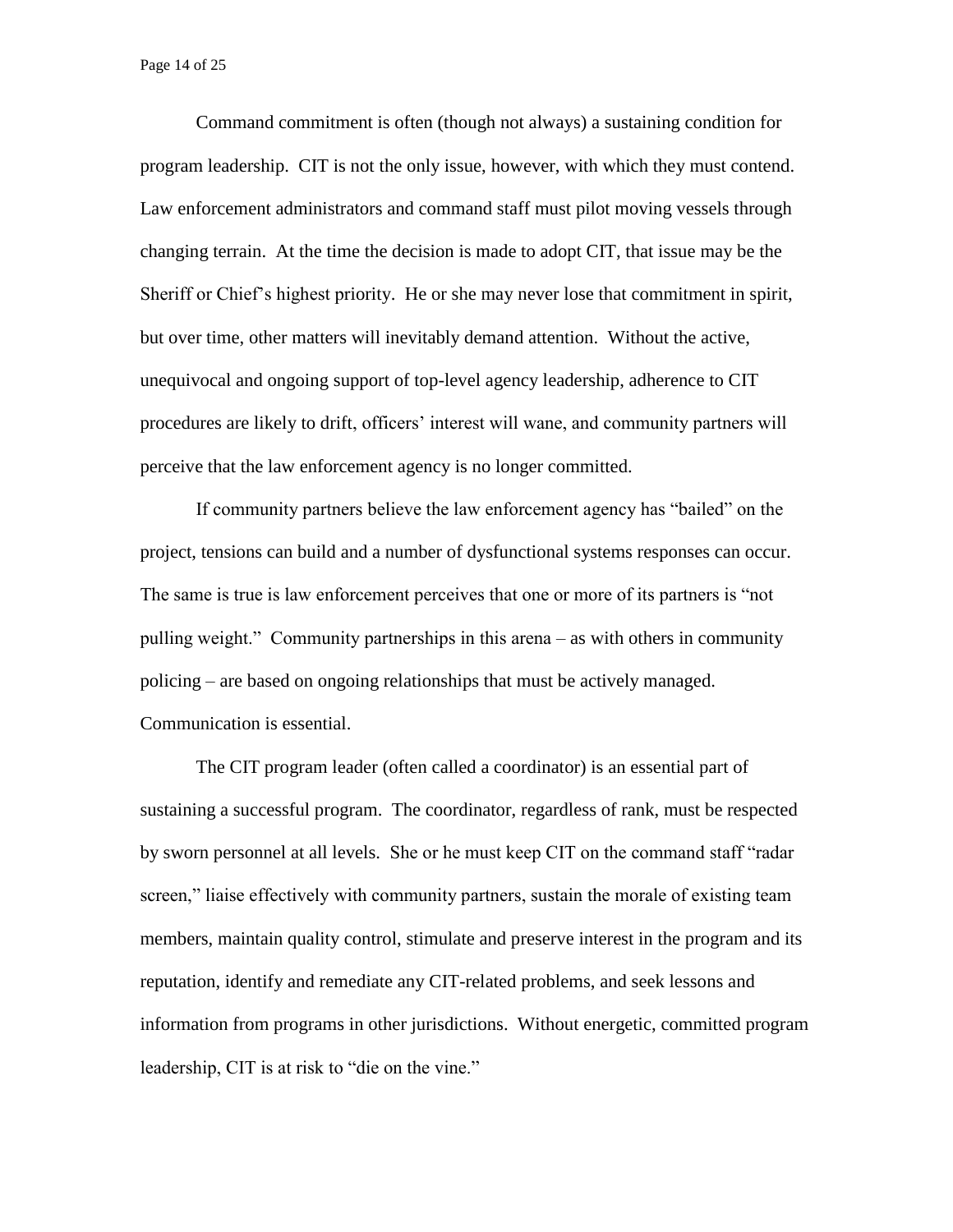Command commitment is often (though not always) a sustaining condition for program leadership. CIT is not the only issue, however, with which they must contend. Law enforcement administrators and command staff must pilot moving vessels through changing terrain. At the time the decision is made to adopt CIT, that issue may be the Sheriff or Chief's highest priority. He or she may never lose that commitment in spirit, but over time, other matters will inevitably demand attention. Without the active, unequivocal and ongoing support of top-level agency leadership, adherence to CIT procedures are likely to drift, officers' interest will wane, and community partners will perceive that the law enforcement agency is no longer committed.

If community partners believe the law enforcement agency has "bailed" on the project, tensions can build and a number of dysfunctional systems responses can occur. The same is true is law enforcement perceives that one or more of its partners is "not pulling weight." Community partnerships in this arena – as with others in community policing – are based on ongoing relationships that must be actively managed. Communication is essential.

The CIT program leader (often called a coordinator) is an essential part of sustaining a successful program. The coordinator, regardless of rank, must be respected by sworn personnel at all levels. She or he must keep CIT on the command staff "radar screen," liaise effectively with community partners, sustain the morale of existing team members, maintain quality control, stimulate and preserve interest in the program and its reputation, identify and remediate any CIT-related problems, and seek lessons and information from programs in other jurisdictions. Without energetic, committed program leadership, CIT is at risk to "die on the vine."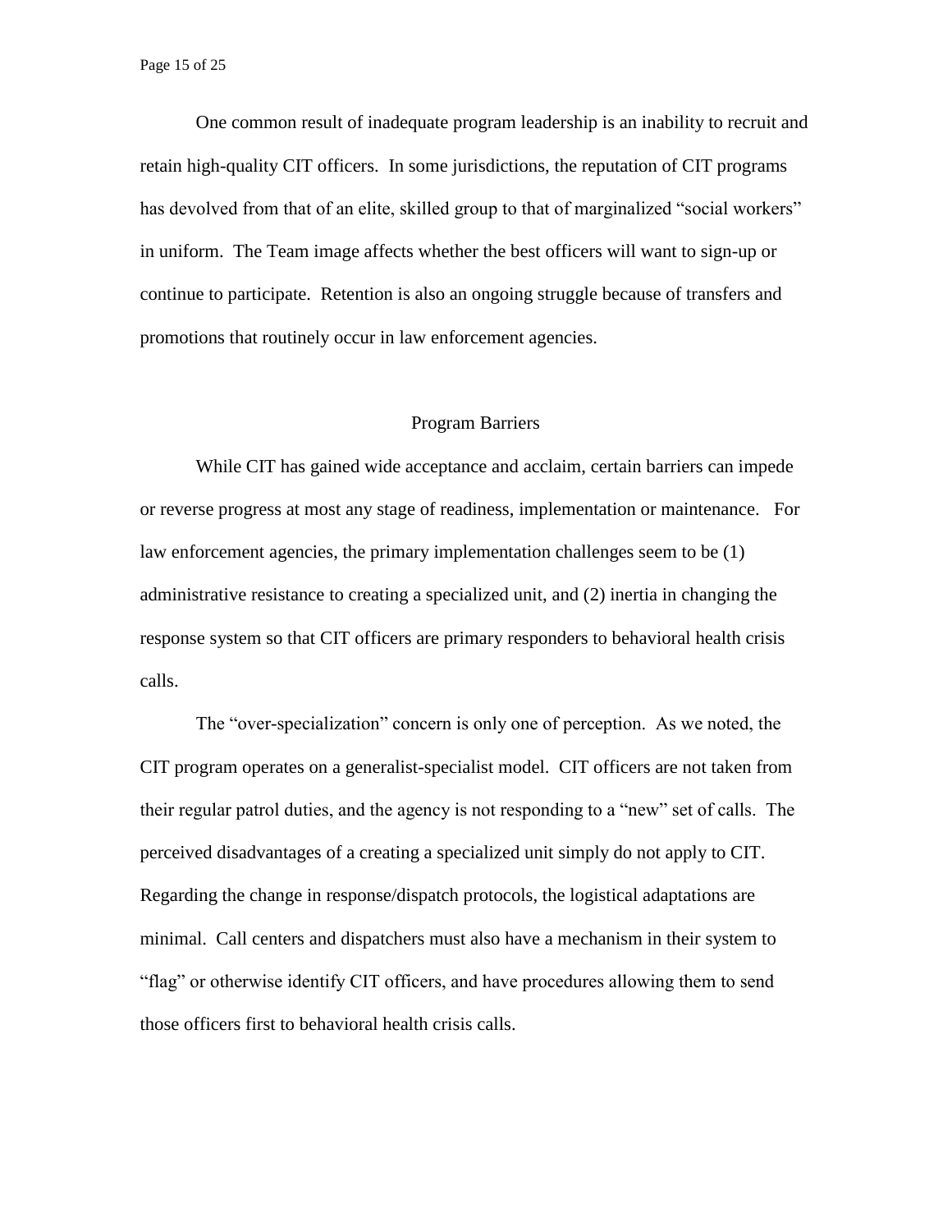One common result of inadequate program leadership is an inability to recruit and retain high-quality CIT officers. In some jurisdictions, the reputation of CIT programs has devolved from that of an elite, skilled group to that of marginalized "social workers" in uniform. The Team image affects whether the best officers will want to sign-up or continue to participate. Retention is also an ongoing struggle because of transfers and promotions that routinely occur in law enforcement agencies.

## Program Barriers

While CIT has gained wide acceptance and acclaim, certain barriers can impede or reverse progress at most any stage of readiness, implementation or maintenance. For law enforcement agencies, the primary implementation challenges seem to be (1) administrative resistance to creating a specialized unit, and (2) inertia in changing the response system so that CIT officers are primary responders to behavioral health crisis calls.

The "over-specialization" concern is only one of perception. As we noted, the CIT program operates on a generalist-specialist model. CIT officers are not taken from their regular patrol duties, and the agency is not responding to a "new" set of calls. The perceived disadvantages of a creating a specialized unit simply do not apply to CIT. Regarding the change in response/dispatch protocols, the logistical adaptations are minimal. Call centers and dispatchers must also have a mechanism in their system to "flag" or otherwise identify CIT officers, and have procedures allowing them to send those officers first to behavioral health crisis calls.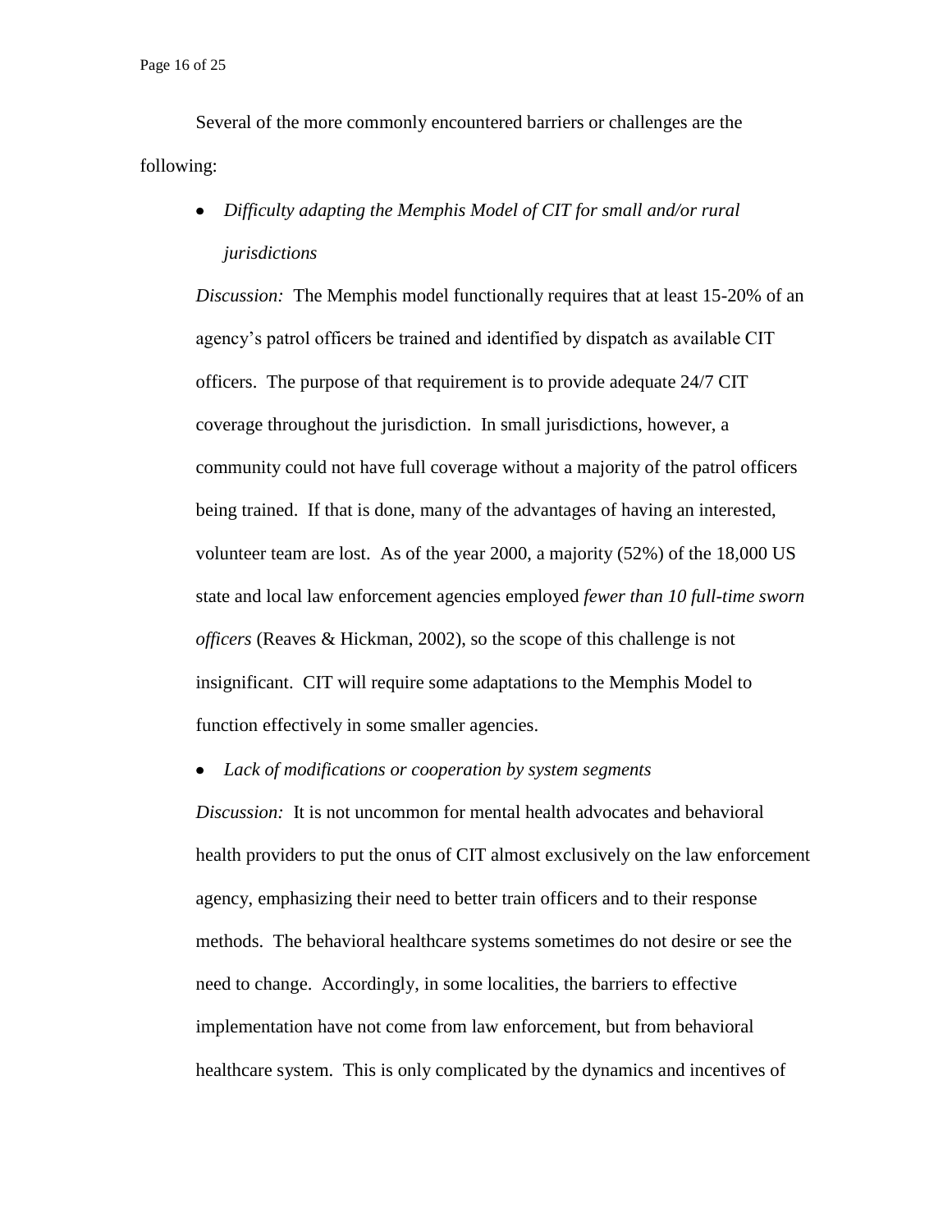Several of the more commonly encountered barriers or challenges are the following:

- *Difficulty adapting the Memphis Model of CIT for small and/or rural jurisdictions*

*Discussion:* The Memphis model functionally requires that at least 15-20% of an agency's patrol officers be trained and identified by dispatch as available CIT officers. The purpose of that requirement is to provide adequate 24/7 CIT coverage throughout the jurisdiction. In small jurisdictions, however, a community could not have full coverage without a majority of the patrol officers being trained. If that is done, many of the advantages of having an interested, volunteer team are lost. As of the year 2000, a majority (52%) of the 18,000 US state and local law enforcement agencies employed *fewer than 10 full-time sworn officers* (Reaves & Hickman, 2002), so the scope of this challenge is not insignificant. CIT will require some adaptations to the Memphis Model to function effectively in some smaller agencies.

- *Lack of modifications or cooperation by system segments*

*Discussion:* It is not uncommon for mental health advocates and behavioral health providers to put the onus of CIT almost exclusively on the law enforcement agency, emphasizing their need to better train officers and to their response methods. The behavioral healthcare systems sometimes do not desire or see the need to change. Accordingly, in some localities, the barriers to effective implementation have not come from law enforcement, but from behavioral healthcare system. This is only complicated by the dynamics and incentives of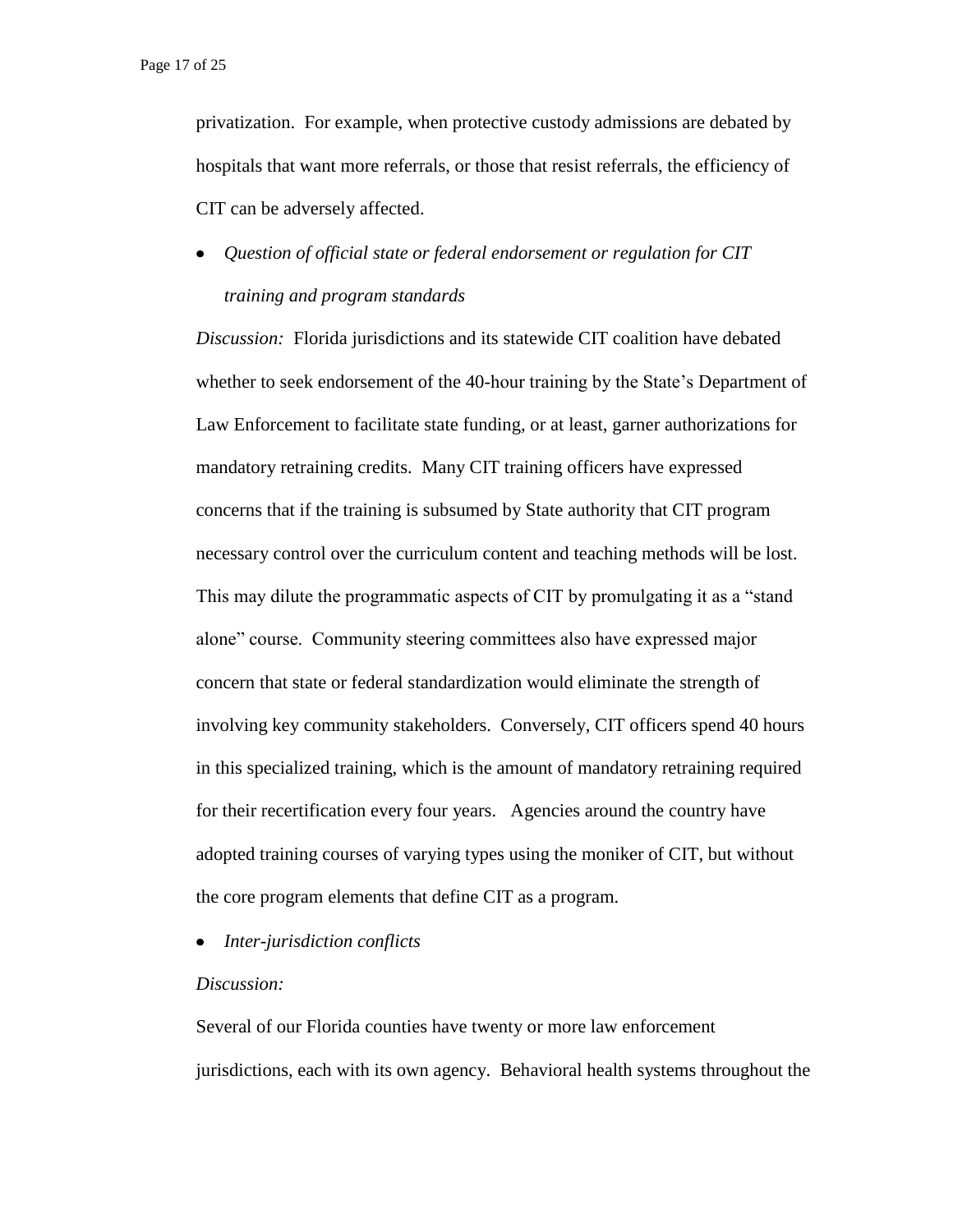privatization. For example, when protective custody admissions are debated by hospitals that want more referrals, or those that resist referrals, the efficiency of CIT can be adversely affected.

- *Question of official state or federal endorsement or regulation for CIT training and program standards*

*Discussion:* Florida jurisdictions and its statewide CIT coalition have debated whether to seek endorsement of the 40-hour training by the State's Department of Law Enforcement to facilitate state funding, or at least, garner authorizations for mandatory retraining credits. Many CIT training officers have expressed concerns that if the training is subsumed by State authority that CIT program necessary control over the curriculum content and teaching methods will be lost. This may dilute the programmatic aspects of CIT by promulgating it as a "stand alone" course. Community steering committees also have expressed major concern that state or federal standardization would eliminate the strength of involving key community stakeholders. Conversely, CIT officers spend 40 hours in this specialized training, which is the amount of mandatory retraining required for their recertification every four years. Agencies around the country have adopted training courses of varying types using the moniker of CIT, but without the core program elements that define CIT as a program.

- *Inter-jurisdiction conflicts*

*Discussion:*

Several of our Florida counties have twenty or more law enforcement jurisdictions, each with its own agency. Behavioral health systems throughout the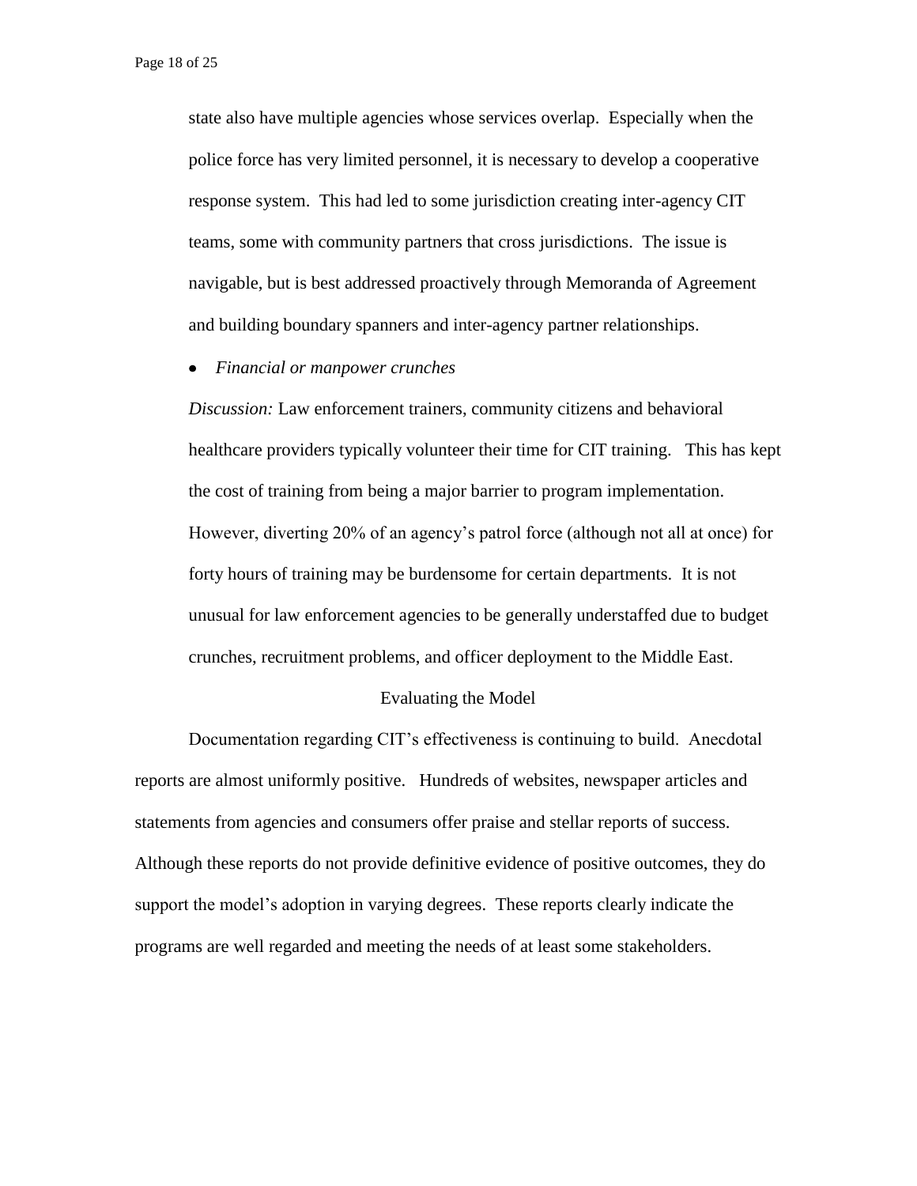state also have multiple agencies whose services overlap. Especially when the police force has very limited personnel, it is necessary to develop a cooperative response system. This had led to some jurisdiction creating inter-agency CIT teams, some with community partners that cross jurisdictions. The issue is navigable, but is best addressed proactively through Memoranda of Agreement and building boundary spanners and inter-agency partner relationships.

- *Financial or manpower crunches*

*Discussion:* Law enforcement trainers, community citizens and behavioral healthcare providers typically volunteer their time for CIT training. This has kept the cost of training from being a major barrier to program implementation. However, diverting 20% of an agency's patrol force (although not all at once) for forty hours of training may be burdensome for certain departments. It is not unusual for law enforcement agencies to be generally understaffed due to budget crunches, recruitment problems, and officer deployment to the Middle East.

## Evaluating the Model

Documentation regarding CIT's effectiveness is continuing to build. Anecdotal reports are almost uniformly positive. Hundreds of websites, newspaper articles and statements from agencies and consumers offer praise and stellar reports of success. Although these reports do not provide definitive evidence of positive outcomes, they do support the model's adoption in varying degrees. These reports clearly indicate the programs are well regarded and meeting the needs of at least some stakeholders.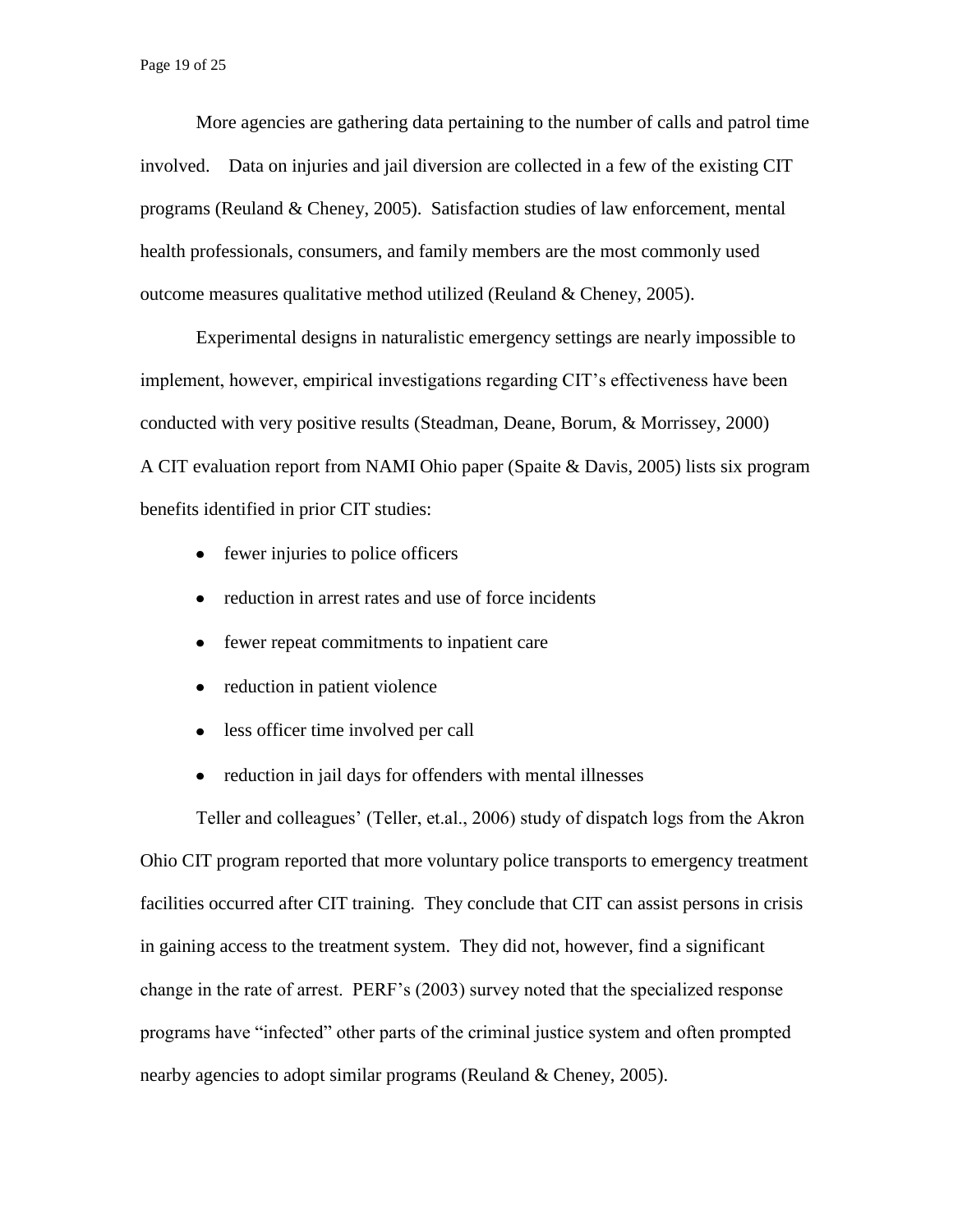More agencies are gathering data pertaining to the number of calls and patrol time involved. Data on injuries and jail diversion are collected in a few of the existing CIT programs (Reuland & Cheney, 2005). Satisfaction studies of law enforcement, mental health professionals, consumers, and family members are the most commonly used outcome measures qualitative method utilized (Reuland & Cheney, 2005).

Experimental designs in naturalistic emergency settings are nearly impossible to implement, however, empirical investigations regarding CIT's effectiveness have been conducted with very positive results (Steadman, Deane, Borum, & Morrissey, 2000) A CIT evaluation report from NAMI Ohio paper (Spaite & Davis, 2005) lists six program benefits identified in prior CIT studies:

- fewer injuries to police officers
- reduction in arrest rates and use of force incidents
- fewer repeat commitments to inpatient care
- reduction in patient violence
- less officer time involved per call
- reduction in jail days for offenders with mental illnesses

Teller and colleagues' (Teller, et.al., 2006) study of dispatch logs from the Akron Ohio CIT program reported that more voluntary police transports to emergency treatment facilities occurred after CIT training. They conclude that CIT can assist persons in crisis in gaining access to the treatment system. They did not, however, find a significant change in the rate of arrest. PERF's (2003) survey noted that the specialized response programs have "infected" other parts of the criminal justice system and often prompted nearby agencies to adopt similar programs (Reuland & Cheney, 2005).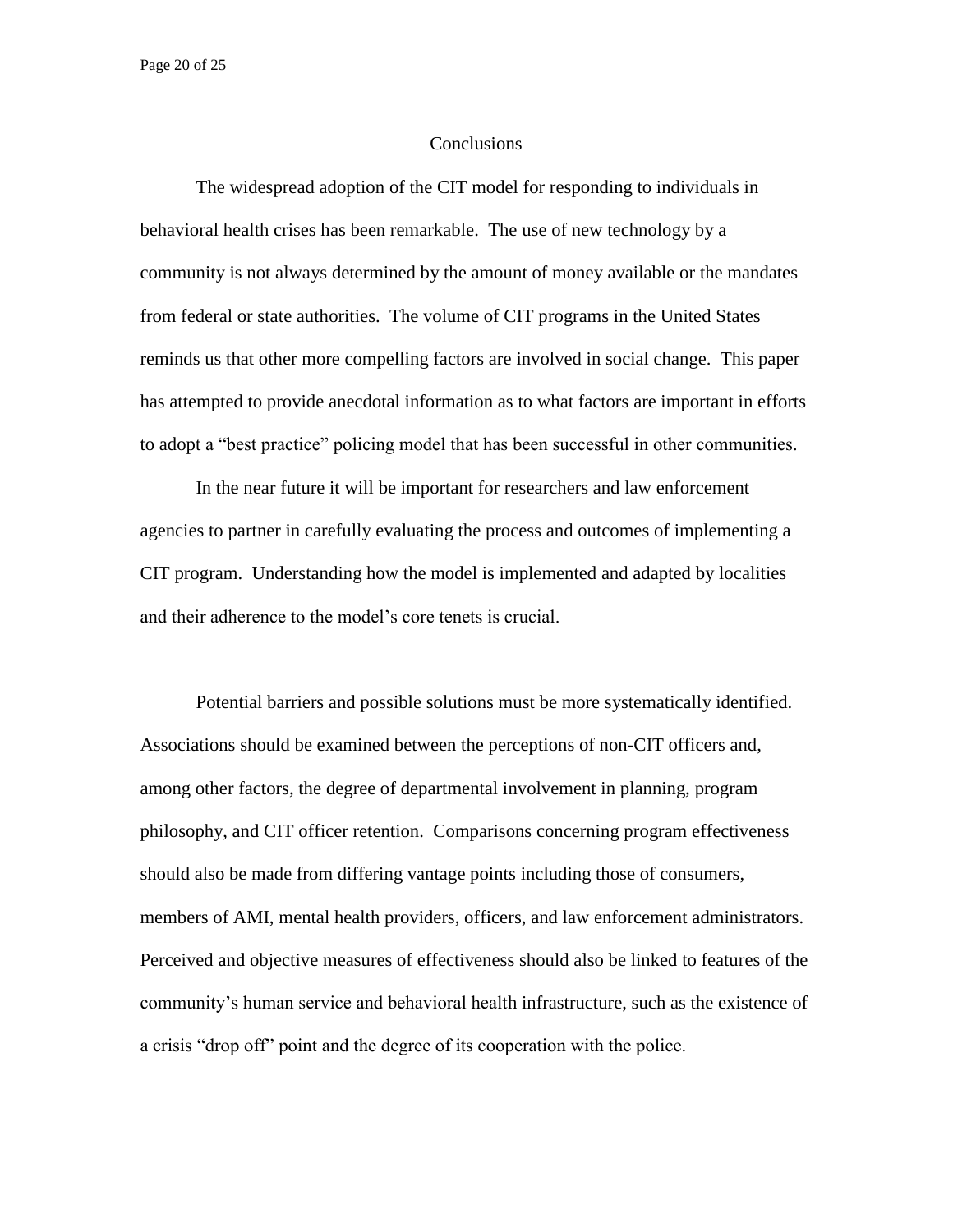## Conclusions

The widespread adoption of the CIT model for responding to individuals in behavioral health crises has been remarkable. The use of new technology by a community is not always determined by the amount of money available or the mandates from federal or state authorities. The volume of CIT programs in the United States reminds us that other more compelling factors are involved in social change. This paper has attempted to provide anecdotal information as to what factors are important in efforts to adopt a "best practice" policing model that has been successful in other communities.

In the near future it will be important for researchers and law enforcement agencies to partner in carefully evaluating the process and outcomes of implementing a CIT program. Understanding how the model is implemented and adapted by localities and their adherence to the model's core tenets is crucial.

Potential barriers and possible solutions must be more systematically identified. Associations should be examined between the perceptions of non-CIT officers and, among other factors, the degree of departmental involvement in planning, program philosophy, and CIT officer retention. Comparisons concerning program effectiveness should also be made from differing vantage points including those of consumers, members of AMI, mental health providers, officers, and law enforcement administrators. Perceived and objective measures of effectiveness should also be linked to features of the community's human service and behavioral health infrastructure, such as the existence of a crisis "drop off" point and the degree of its cooperation with the police.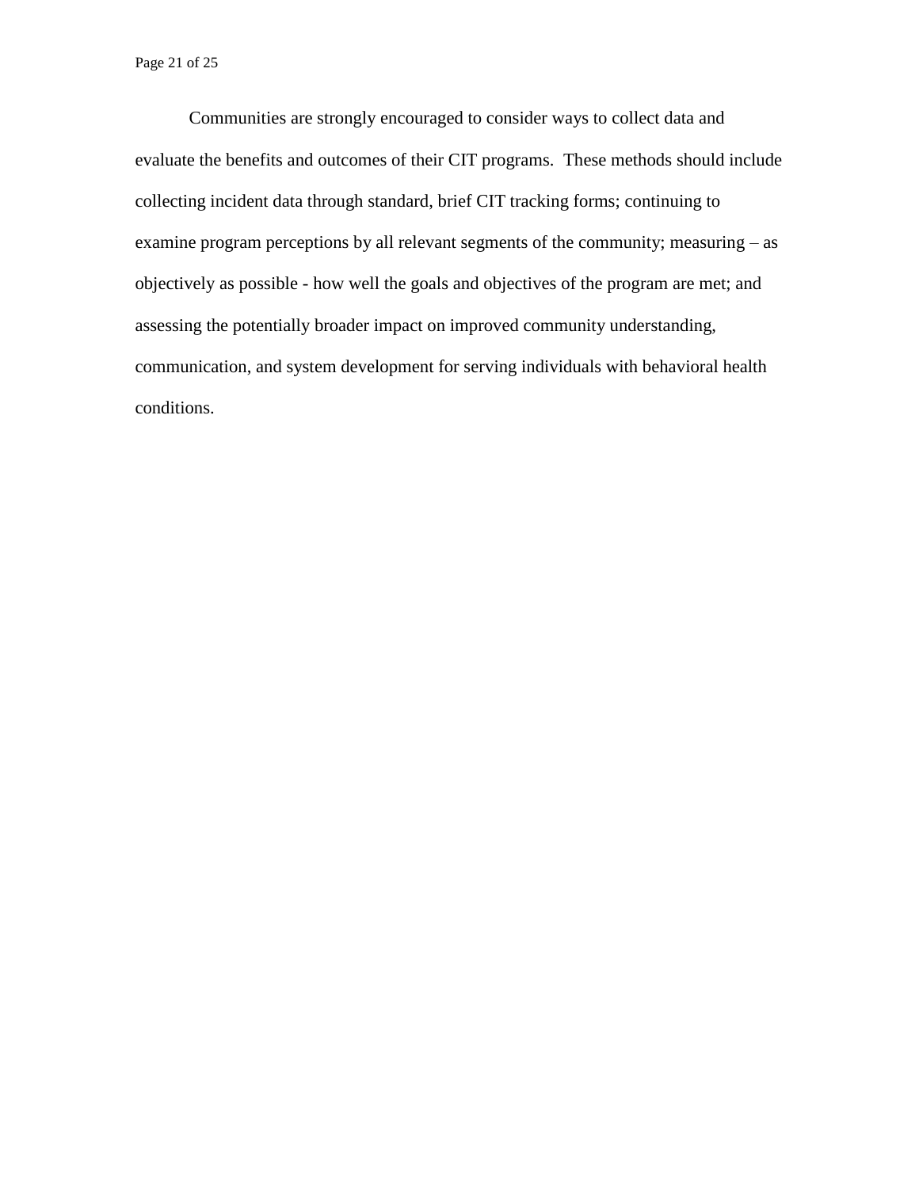Communities are strongly encouraged to consider ways to collect data and evaluate the benefits and outcomes of their CIT programs. These methods should include collecting incident data through standard, brief CIT tracking forms; continuing to examine program perceptions by all relevant segments of the community; measuring – as objectively as possible - how well the goals and objectives of the program are met; and assessing the potentially broader impact on improved community understanding, communication, and system development for serving individuals with behavioral health conditions.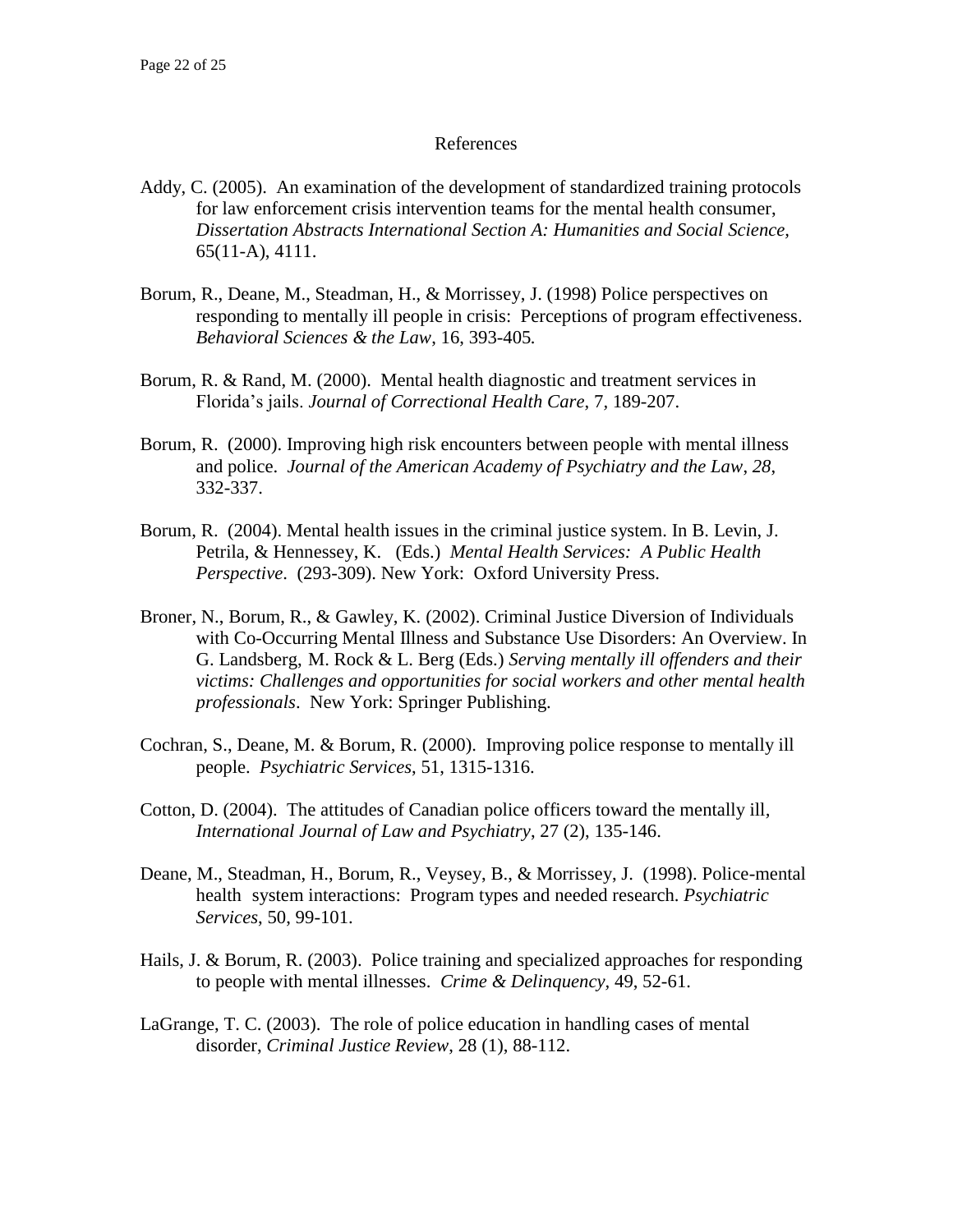# References

Addy, C. (2005). An examination of the development of standardized training protocols for law enforcement crisis intervention teams for the mental health consumer, *Dissertation Abstracts International Section A: Humanities and Social Science,* 65(11-A), 4111.

Borum, R., Deane, M., Steadman, H., & Morrissey, J. (1998) Police perspectives on responding to mentally ill people in crisis: Perceptions of program effectiveness. *Behavioral Sciences & the Law*, 16, 393-405*.*

Borum, R. & Rand, M. (2000). Mental health diagnostic and treatment services in Florida's jails. *Journal of Correctional Health Care*, 7, 189-207.

Borum, R. (2000). Improving high risk encounters between people with mental illness and police. *Journal of the American Academy of Psychiatry and the Law*, *28*, 332-337.

Borum, R. (2004). Mental health issues in the criminal justice system. In B. Levin, J. Petrila, & Hennessey, K. (Eds.) *Mental Health Services: A Public Health Perspective*. (293-309). New York: Oxford University Press.

Broner, N., Borum, R., & Gawley, K. (2002). Criminal Justice Diversion of Individuals with Co-Occurring Mental Illness and Substance Use Disorders: An Overview. In G. Landsberg, M. Rock & L. Berg (Eds.) *Serving mentally ill offenders and their victims: Challenges and opportunities for social workers and other mental health professionals*. New York: Springer Publishing.

Cochran, S., Deane, M. & Borum, R. (2000). Improving police response to mentally ill people. *Psychiatric Services*, 51, 1315-1316.

Cotton, D. (2004). The attitudes of Canadian police officers toward the mentally ill, *International Journal of Law and Psychiatry*, 27 (2), 135-146.

Deane, M., Steadman, H., Borum, R., Veysey, B., & Morrissey, J. (1998). Police-mental health system interactions: Program types and needed research. *Psychiatric Services*, 50, 99-101.

Hails, J. & Borum, R. (2003). Police training and specialized approaches for responding to people with mental illnesses. *Crime & Delinquency*, 49, 52-61.

LaGrange, T. C. (2003). The role of police education in handling cases of mental disorder, *Criminal Justice Review*, 28 (1), 88-112.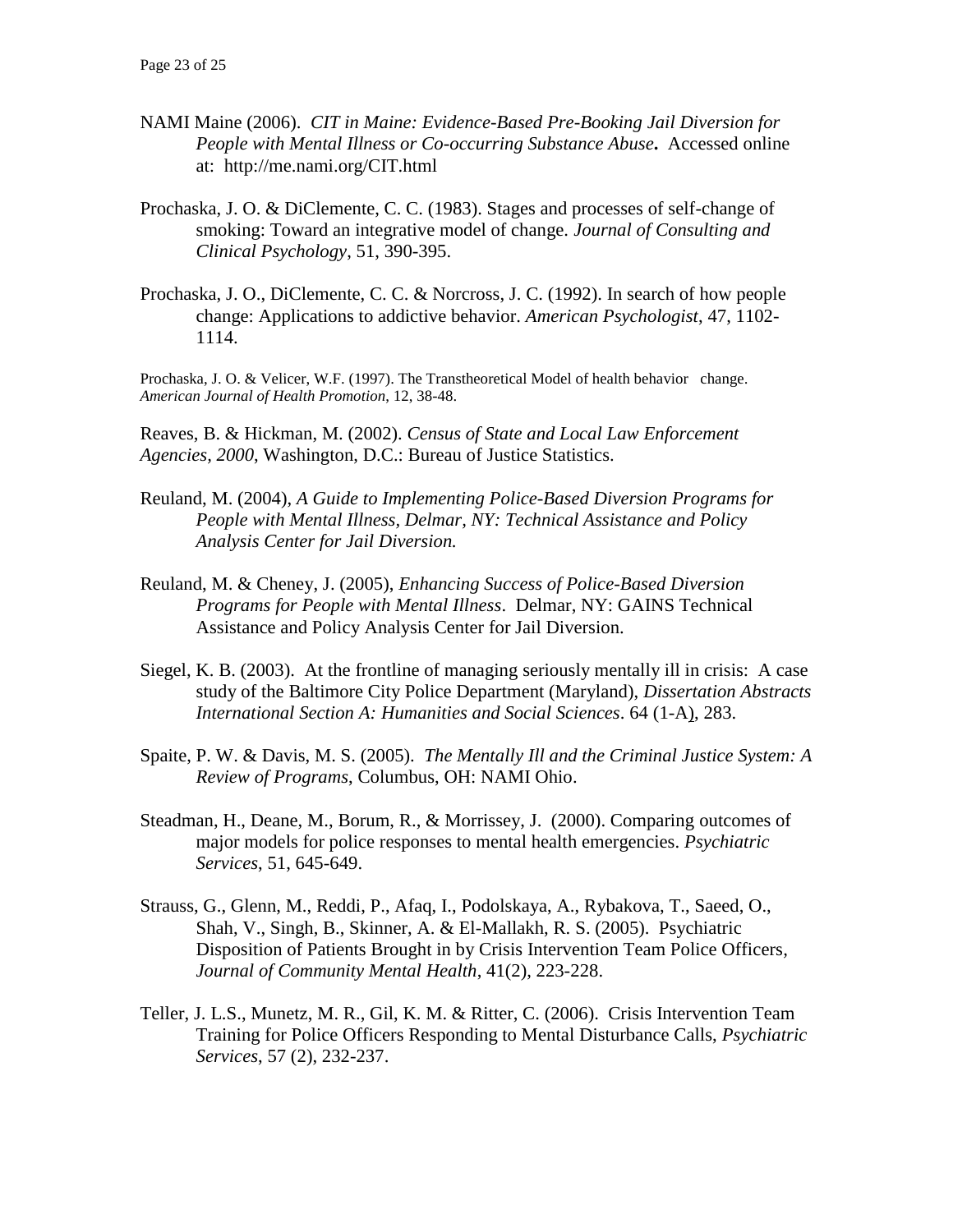NAMI Maine (2006). *CIT in Maine: Evidence-Based Pre-Booking Jail Diversion for People with Mental Illness or Co-occurring Substance Abuse***.** Accessed online at: http://me.nami.org/CIT.html

Prochaska, J. O. & DiClemente, C. C. (1983). Stages and processes of self-change of smoking: Toward an integrative model of change. *Journal of Consulting and Clinical Psychology*, 51, 390-395.

Prochaska, J. O., DiClemente, C. C. & Norcross, J. C. (1992). In search of how people change: Applications to addictive behavior. *American Psychologist*, 47, 1102-1114.

Prochaska, J. O. & Velicer, W.F. (1997). The Transtheoretical Model of health behavior change. *American Journal of Health Promotion*, 12, 38-48.

Reaves, B. & Hickman, M. (2002). *Census of State and Local Law Enforcement Agencies, 2000*, Washington, D.C.: Bureau of Justice Statistics.

Reuland, M. (2004), *A Guide to Implementing Police-Based Diversion Programs for People with Mental Illness, Delmar, NY: Technical Assistance and Policy Analysis Center for Jail Diversion.*

Reuland, M. & Cheney, J. (2005), *Enhancing Success of Police-Based Diversion Programs for People with Mental Illness*. Delmar, NY: GAINS Technical Assistance and Policy Analysis Center for Jail Diversion.

Siegel, K. B. (2003). At the frontline of managing seriously mentally ill in crisis: A case study of the Baltimore City Police Department (Maryland), *Dissertation Abstracts International Section A: Humanities and Social Sciences*. 64 (1-A), 283.

Spaite, P. W. & Davis, M. S. (2005). *The Mentally Ill and the Criminal Justice System: A Review of Programs*, Columbus, OH: NAMI Ohio.

Steadman, H., Deane, M., Borum, R., & Morrissey, J. (2000). Comparing outcomes of major models for police responses to mental health emergencies. *Psychiatric Services*, 51, 645-649.

Strauss, G., Glenn, M., Reddi, P., Afaq, I., Podolskaya, A., Rybakova, T., Saeed, O., Shah, V., Singh, B., Skinner, A. & El-Mallakh, R. S. (2005). Psychiatric Disposition of Patients Brought in by Crisis Intervention Team Police Officers, *Journal of Community Mental Health*, 41(2), 223-228.

Teller, J. L.S., Munetz, M. R., Gil, K. M. & Ritter, C. (2006). Crisis Intervention Team Training for Police Officers Responding to Mental Disturbance Calls, *Psychiatric Services*, 57 (2), 232-237.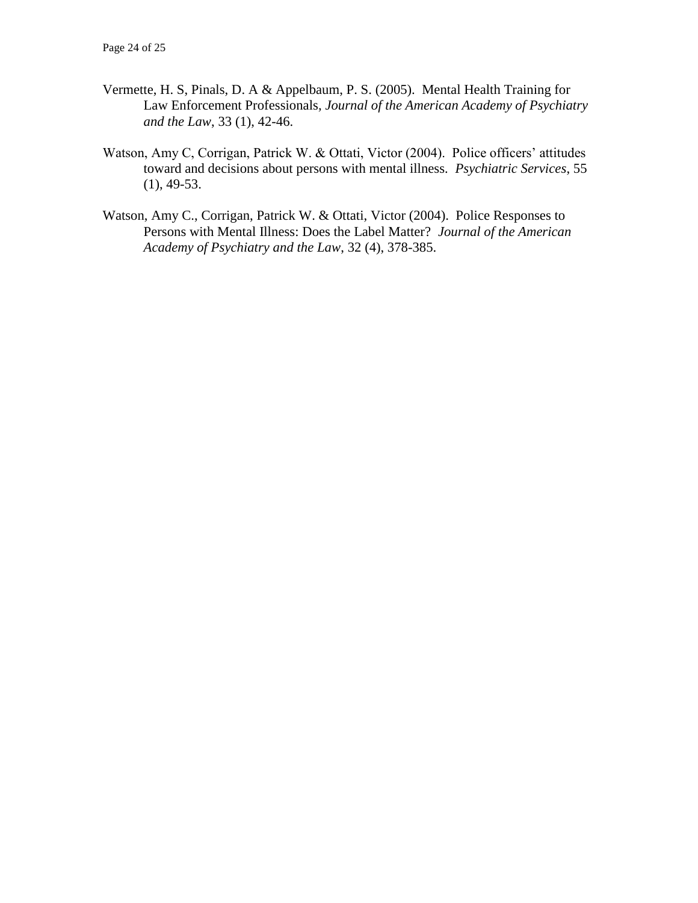Vermette, H. S, Pinals, D. A & Appelbaum, P. S. (2005). Mental Health Training for Law Enforcement Professionals, *Journal of the American Academy of Psychiatry and the Law*, 33 (1), 42-46.

Watson, Amy C, Corrigan, Patrick W. & Ottati, Victor (2004). Police officers' attitudes toward and decisions about persons with mental illness. *Psychiatric Services*, 55 (1), 49-53.

Watson, Amy C., Corrigan, Patrick W. & Ottati, Victor (2004). Police Responses to Persons with Mental Illness: Does the Label Matter? *Journal of the American Academy of Psychiatry and the Law*, 32 (4), 378-385.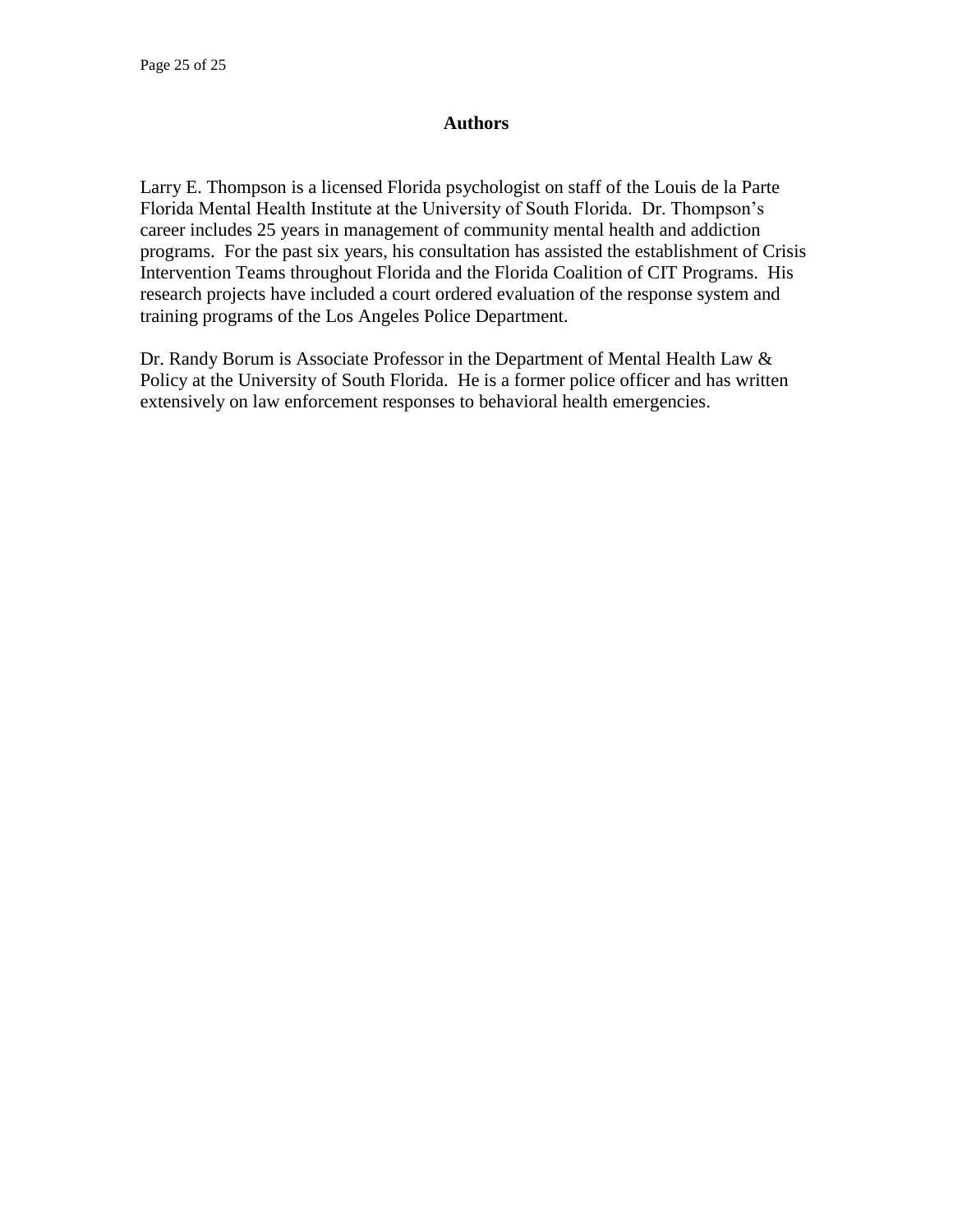## Authors

Larry E. Thompson is a licensed Florida psychologist on staff of the Louis de la Parte Florida Mental Health Institute at the University of South Florida. Dr. Thompson's career includes 25 years in management of community mental health and addiction programs. For the past six years, his consultation has assisted the establishment of Crisis Intervention Teams throughout Florida and the Florida Coalition of CIT Programs. His research projects have included a court ordered evaluation of the response system and training programs of the Los Angeles Police Department.

Dr. Randy Borum is Associate Professor in the Department of Mental Health Law & Policy at the University of South Florida. He is a former police officer and has written extensively on law enforcement responses to behavioral health emergencies.